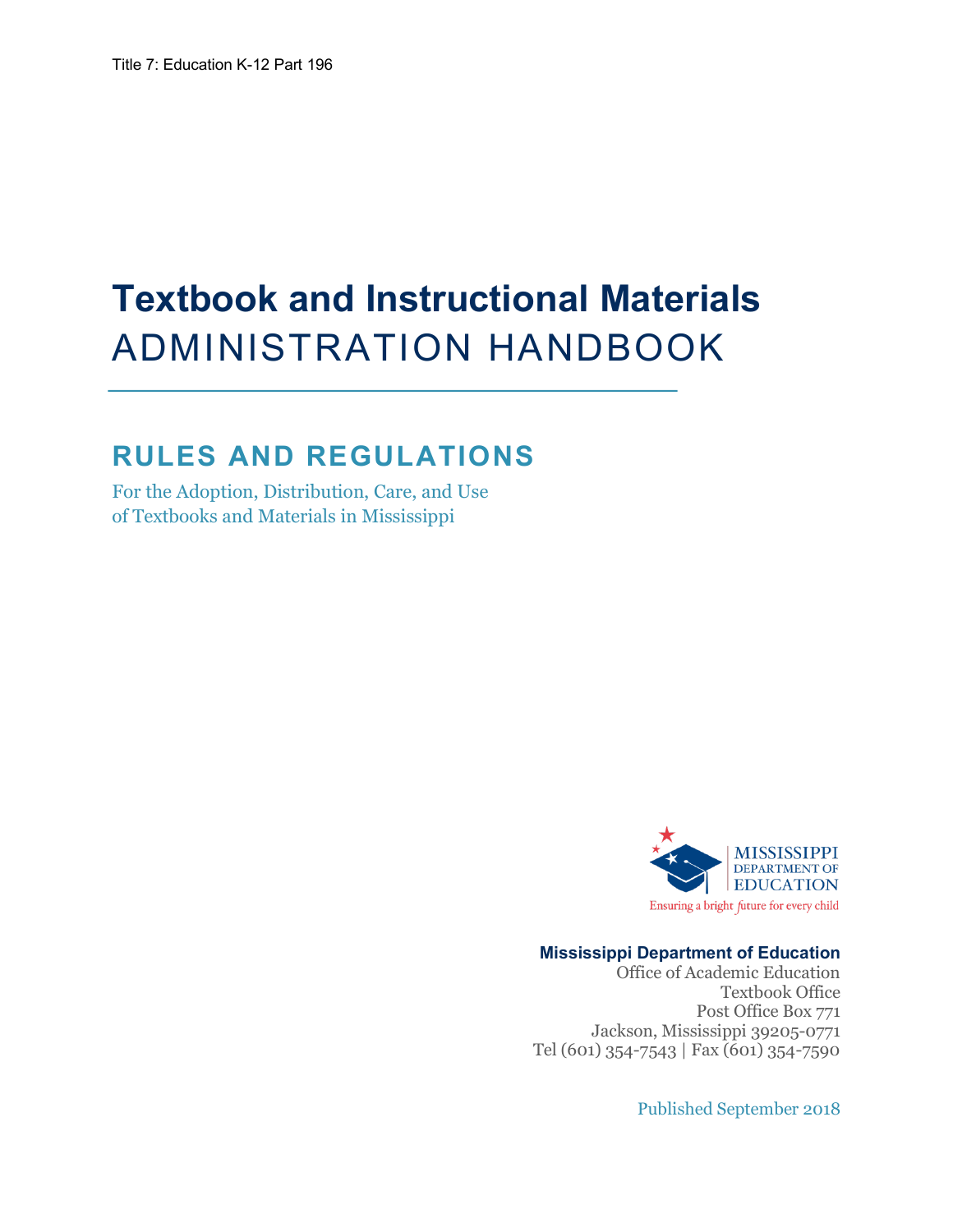Title 7: Education K-12 Part 196

# Textbook and Instructional Materials
# ADMINISTRATION HANDBOOK

## RULES AND REGULATIONS

For the Adoption, Distribution, Care, and Use
of Textbooks and Materials in Mississippi

MISSISSIPPI DEPARTMENT OF EDUCATION

Ensuring a bright future for every child

**Mississippi Department of Education**
Office of Academic Education
Textbook Office
Post Office Box 771
Jackson, Mississippi 39205-0771
Tel (601) 354-7543 | Fax (601) 354-7590

Published September 2018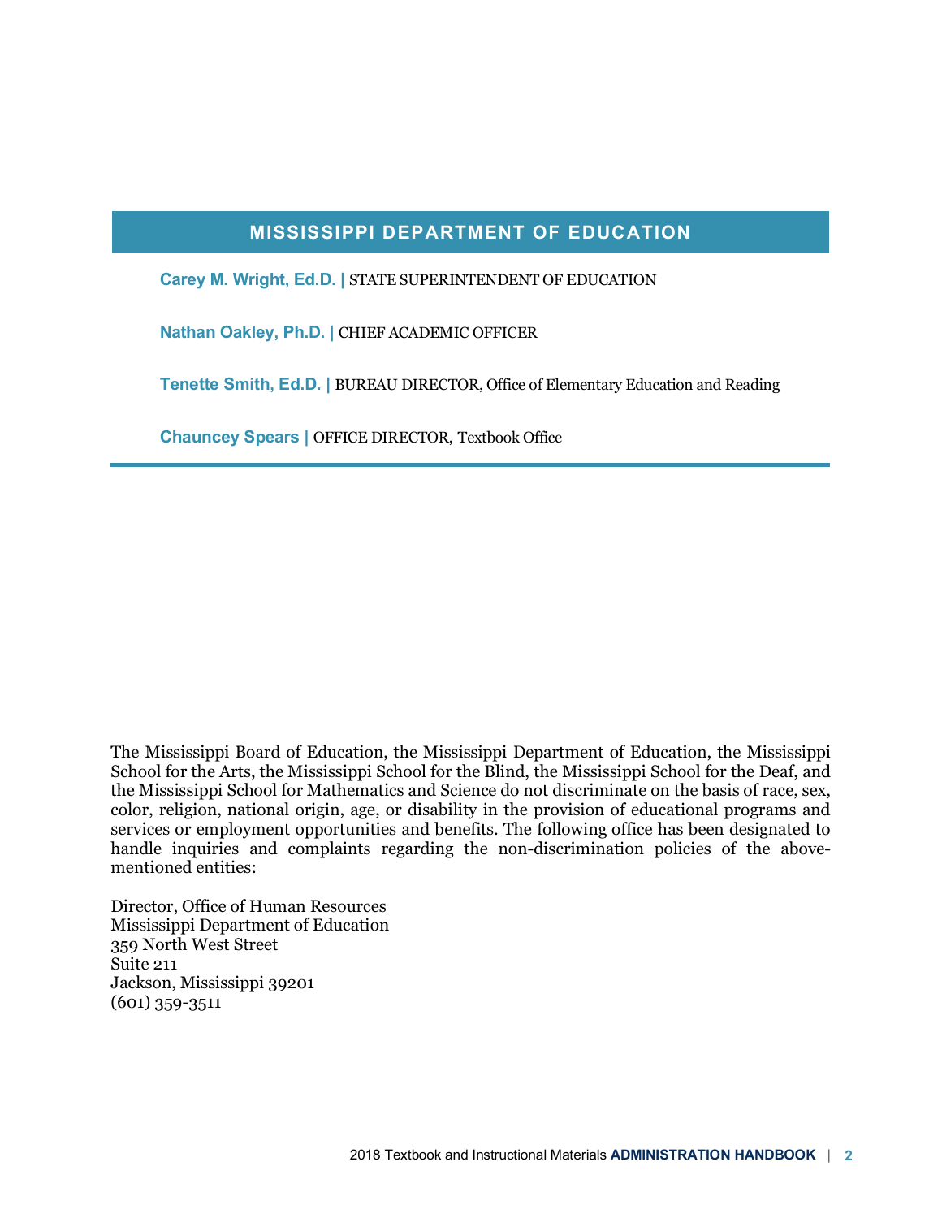## MISSISSIPPI DEPARTMENT OF EDUCATION

**Carey M. Wright, Ed.D. |** STATE SUPERINTENDENT OF EDUCATION

**Nathan Oakley, Ph.D. |** CHIEF ACADEMIC OFFICER

**Tenette Smith, Ed.D. |** BUREAU DIRECTOR, Office of Elementary Education and Reading

**Chauncey Spears |** OFFICE DIRECTOR, Textbook Office

---

The Mississippi Board of Education, the Mississippi Department of Education, the Mississippi School for the Arts, the Mississippi School for the Blind, the Mississippi School for the Deaf, and the Mississippi School for Mathematics and Science do not discriminate on the basis of race, sex, color, religion, national origin, age, or disability in the provision of educational programs and services or employment opportunities and benefits. The following office has been designated to handle inquiries and complaints regarding the non-discrimination policies of the above-mentioned entities:

Director, Office of Human Resources
Mississippi Department of Education
359 North West Street
Suite 211
Jackson, Mississippi 39201
(601) 359-3511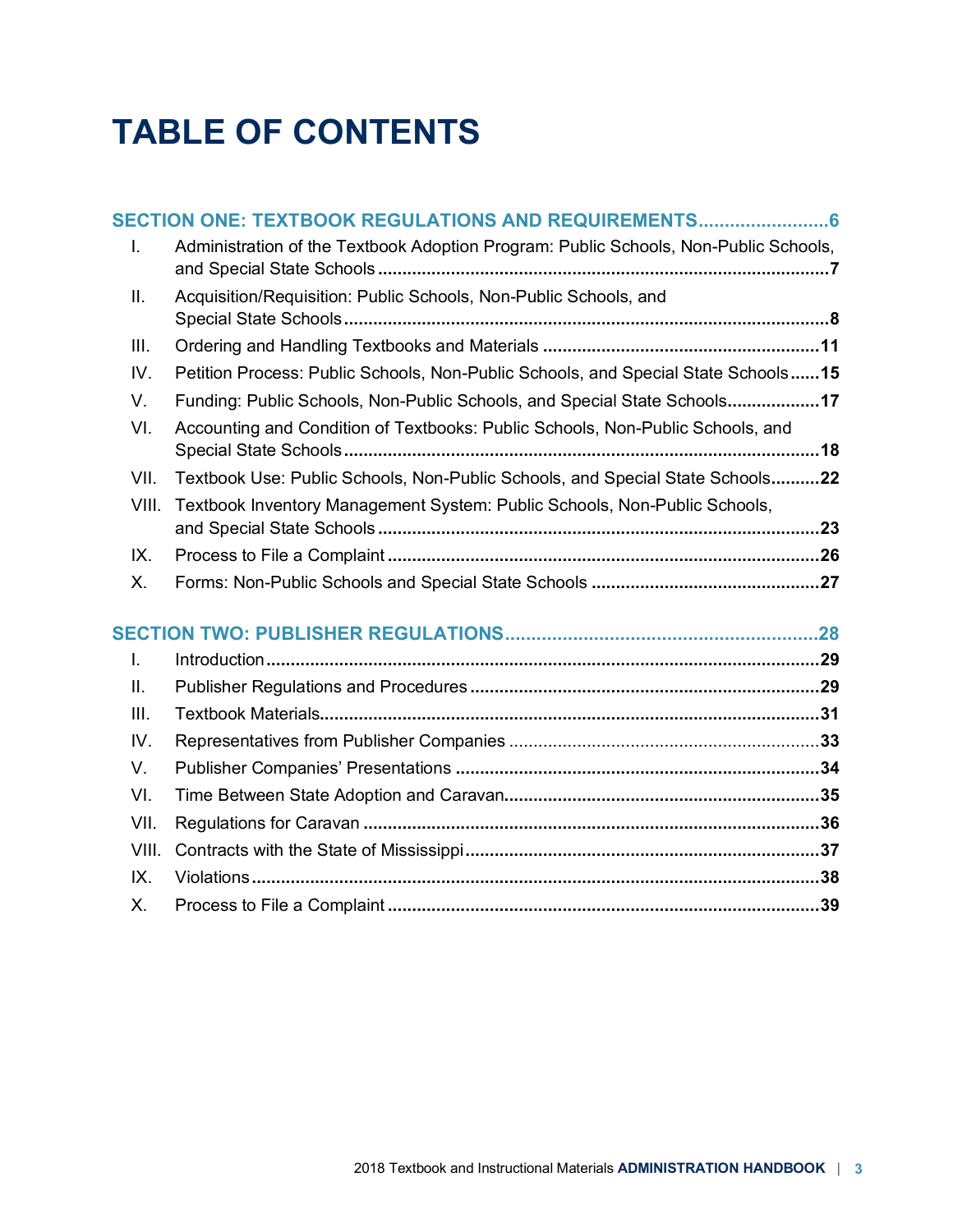# TABLE OF CONTENTS

**SECTION ONE: TEXTBOOK REGULATIONS AND REQUIREMENTS** ........................ **6**

I. Administration of the Textbook Adoption Program: Public Schools, Non-Public Schools, and Special State Schools .......... **7**

II. Acquisition/Requisition: Public Schools, Non-Public Schools, and Special State Schools .......... **8**

III. Ordering and Handling Textbooks and Materials .......... **11**

IV. Petition Process: Public Schools, Non-Public Schools, and Special State Schools .......... **15**

V. Funding: Public Schools, Non-Public Schools, and Special State Schools .......... **17**

VI. Accounting and Condition of Textbooks: Public Schools, Non-Public Schools, and Special State Schools .......... **18**

VII. Textbook Use: Public Schools, Non-Public Schools, and Special State Schools .......... **22**

VIII. Textbook Inventory Management System: Public Schools, Non-Public Schools, and Special State Schools .......... **23**

IX. Process to File a Complaint .......... **26**

X. Forms: Non-Public Schools and Special State Schools .......... **27**

**SECTION TWO: PUBLISHER REGULATIONS** .......... **28**

I. Introduction .......... **29**

II. Publisher Regulations and Procedures .......... **29**

III. Textbook Materials .......... **31**

IV. Representatives from Publisher Companies .......... **33**

V. Publisher Companies' Presentations .......... **34**

VI. Time Between State Adoption and Caravan .......... **35**

VII. Regulations for Caravan .......... **36**

VIII. Contracts with the State of Mississippi .......... **37**

IX. Violations .......... **38**

X. Process to File a Complaint .......... **39**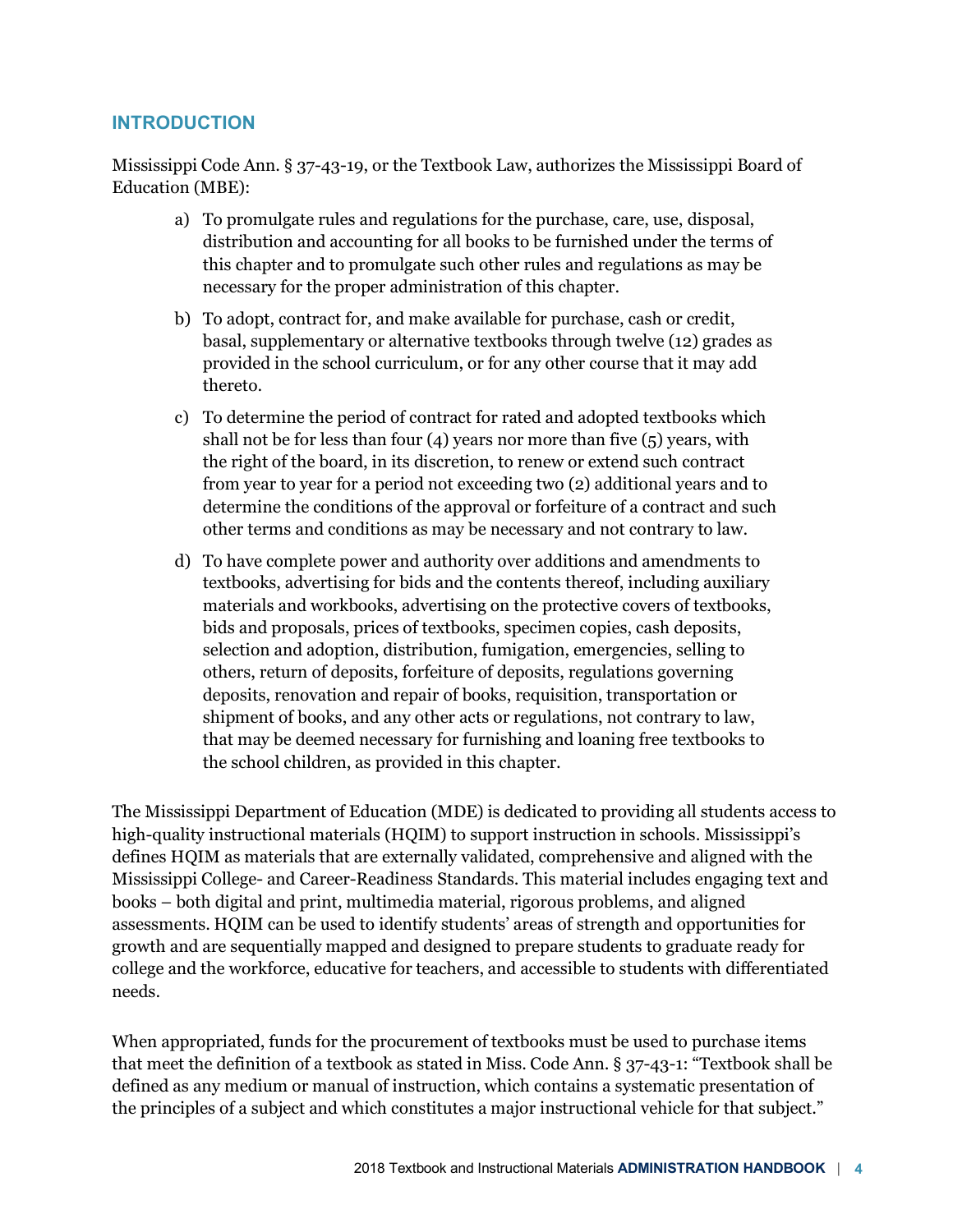## INTRODUCTION

Mississippi Code Ann. § 37-43-19, or the Textbook Law, authorizes the Mississippi Board of Education (MBE):

a) To promulgate rules and regulations for the purchase, care, use, disposal, distribution and accounting for all books to be furnished under the terms of this chapter and to promulgate such other rules and regulations as may be necessary for the proper administration of this chapter.

b) To adopt, contract for, and make available for purchase, cash or credit, basal, supplementary or alternative textbooks through twelve (12) grades as provided in the school curriculum, or for any other course that it may add thereto.

c) To determine the period of contract for rated and adopted textbooks which shall not be for less than four (4) years nor more than five (5) years, with the right of the board, in its discretion, to renew or extend such contract from year to year for a period not exceeding two (2) additional years and to determine the conditions of the approval or forfeiture of a contract and such other terms and conditions as may be necessary and not contrary to law.

d) To have complete power and authority over additions and amendments to textbooks, advertising for bids and the contents thereof, including auxiliary materials and workbooks, advertising on the protective covers of textbooks, bids and proposals, prices of textbooks, specimen copies, cash deposits, selection and adoption, distribution, fumigation, emergencies, selling to others, return of deposits, forfeiture of deposits, regulations governing deposits, renovation and repair of books, requisition, transportation or shipment of books, and any other acts or regulations, not contrary to law, that may be deemed necessary for furnishing and loaning free textbooks to the school children, as provided in this chapter.

The Mississippi Department of Education (MDE) is dedicated to providing all students access to high-quality instructional materials (HQIM) to support instruction in schools. Mississippi's defines HQIM as materials that are externally validated, comprehensive and aligned with the Mississippi College- and Career-Readiness Standards. This material includes engaging text and books – both digital and print, multimedia material, rigorous problems, and aligned assessments. HQIM can be used to identify students' areas of strength and opportunities for growth and are sequentially mapped and designed to prepare students to graduate ready for college and the workforce, educative for teachers, and accessible to students with differentiated needs.

When appropriated, funds for the procurement of textbooks must be used to purchase items that meet the definition of a textbook as stated in Miss. Code Ann. § 37-43-1: "Textbook shall be defined as any medium or manual of instruction, which contains a systematic presentation of the principles of a subject and which constitutes a major instructional vehicle for that subject."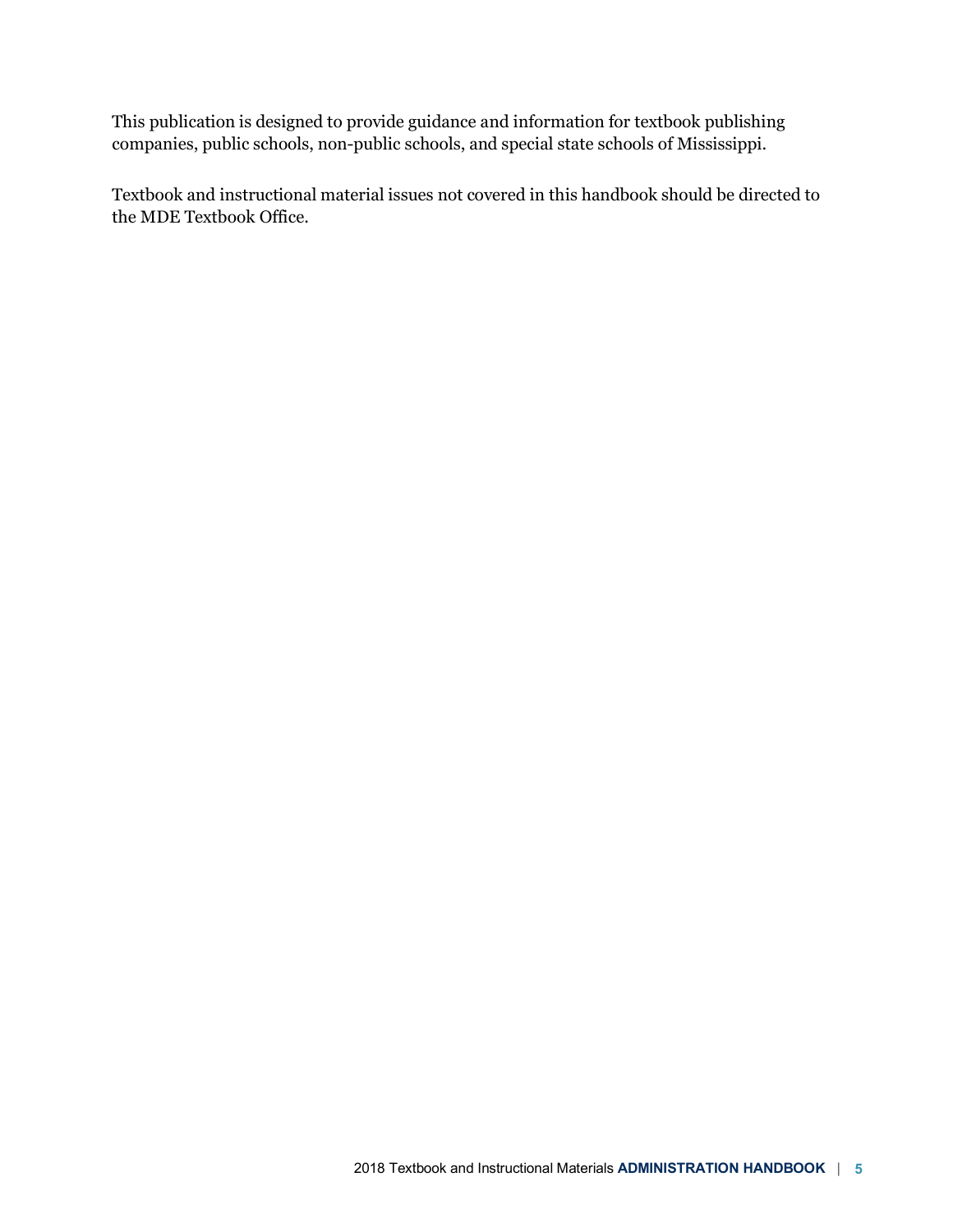This publication is designed to provide guidance and information for textbook publishing companies, public schools, non-public schools, and special state schools of Mississippi.

Textbook and instructional material issues not covered in this handbook should be directed to the MDE Textbook Office.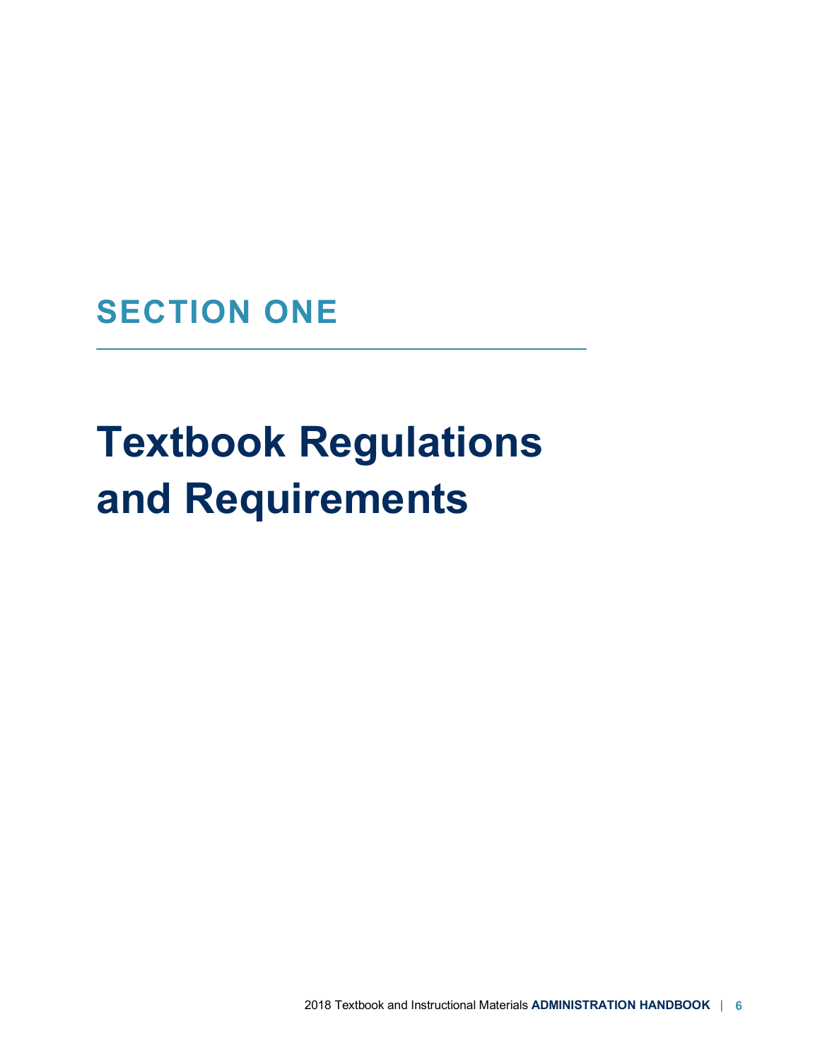## SECTION ONE

# Textbook Regulations and Requirements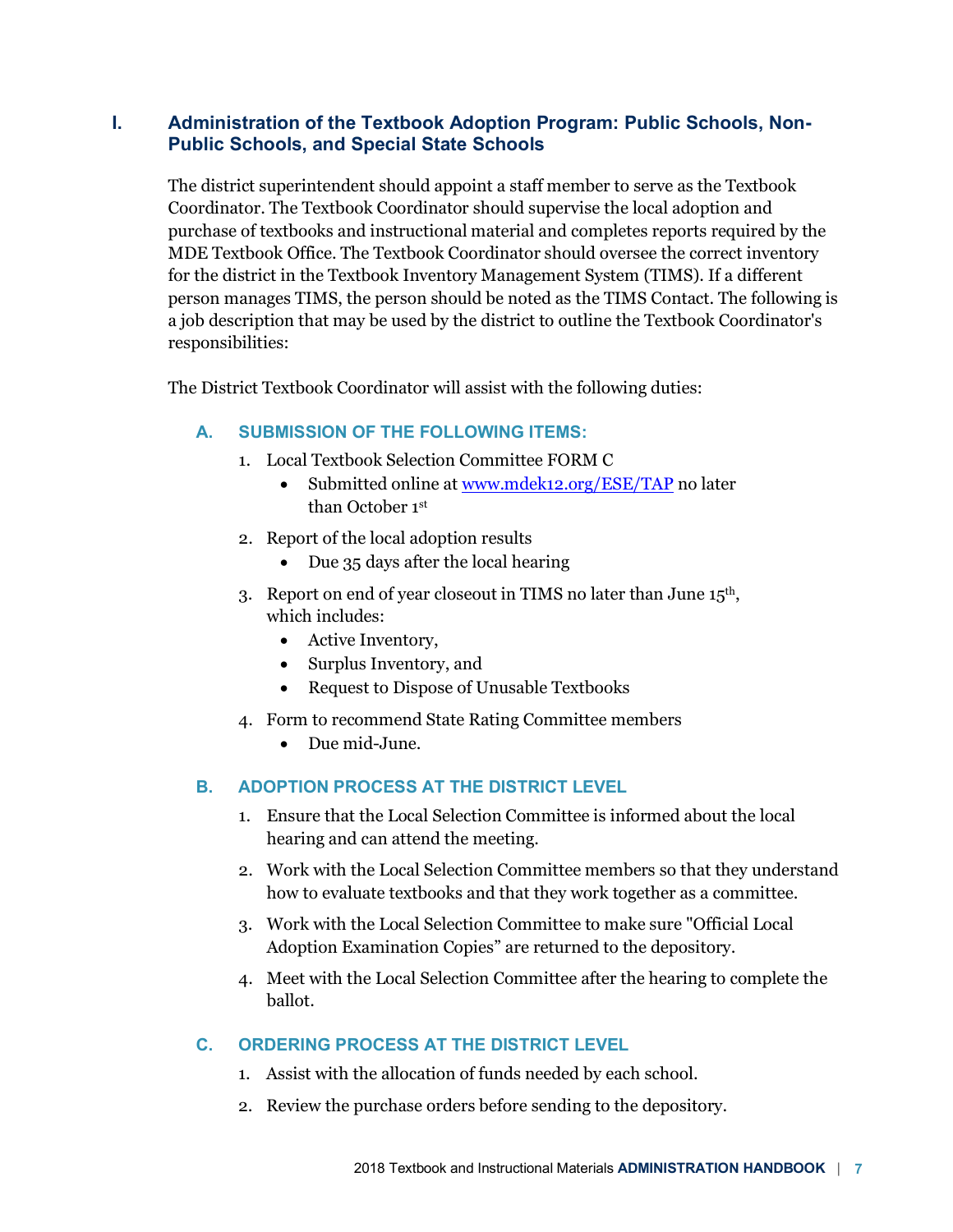## I. Administration of the Textbook Adoption Program: Public Schools, Non-Public Schools, and Special State Schools

The district superintendent should appoint a staff member to serve as the Textbook Coordinator. The Textbook Coordinator should supervise the local adoption and purchase of textbooks and instructional material and completes reports required by the MDE Textbook Office. The Textbook Coordinator should oversee the correct inventory for the district in the Textbook Inventory Management System (TIMS). If a different person manages TIMS, the person should be noted as the TIMS Contact. The following is a job description that may be used by the district to outline the Textbook Coordinator's responsibilities:

The District Textbook Coordinator will assist with the following duties:

### A. SUBMISSION OF THE FOLLOWING ITEMS:

1. Local Textbook Selection Committee FORM C
   - Submitted online at [www.mdek12.org/ESE/TAP](www.mdek12.org/ESE/TAP) no later than October 1st
2. Report of the local adoption results
   - Due 35 days after the local hearing
3. Report on end of year closeout in TIMS no later than June 15th, which includes:
   - Active Inventory,
   - Surplus Inventory, and
   - Request to Dispose of Unusable Textbooks
4. Form to recommend State Rating Committee members
   - Due mid-June.

### B. ADOPTION PROCESS AT THE DISTRICT LEVEL

1. Ensure that the Local Selection Committee is informed about the local hearing and can attend the meeting.
2. Work with the Local Selection Committee members so that they understand how to evaluate textbooks and that they work together as a committee.
3. Work with the Local Selection Committee to make sure "Official Local Adoption Examination Copies" are returned to the depository.
4. Meet with the Local Selection Committee after the hearing to complete the ballot.

### C. ORDERING PROCESS AT THE DISTRICT LEVEL

1. Assist with the allocation of funds needed by each school.
2. Review the purchase orders before sending to the depository.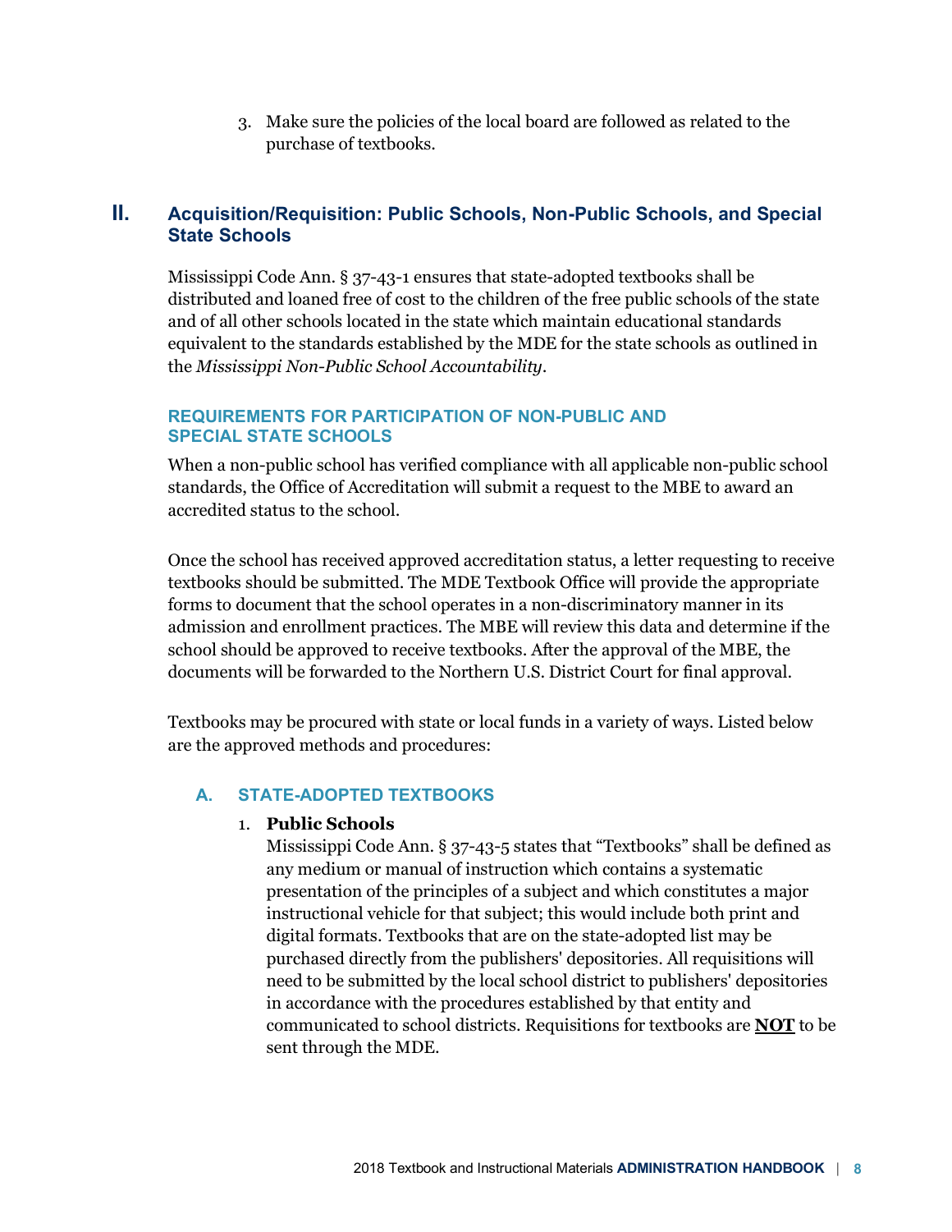3. Make sure the policies of the local board are followed as related to the purchase of textbooks.

## II. Acquisition/Requisition: Public Schools, Non-Public Schools, and Special State Schools

Mississippi Code Ann. § 37-43-1 ensures that state-adopted textbooks shall be distributed and loaned free of cost to the children of the free public schools of the state and of all other schools located in the state which maintain educational standards equivalent to the standards established by the MDE for the state schools as outlined in the *Mississippi Non-Public School Accountability*.

### REQUIREMENTS FOR PARTICIPATION OF NON-PUBLIC AND SPECIAL STATE SCHOOLS

When a non-public school has verified compliance with all applicable non-public school standards, the Office of Accreditation will submit a request to the MBE to award an accredited status to the school.

Once the school has received approved accreditation status, a letter requesting to receive textbooks should be submitted. The MDE Textbook Office will provide the appropriate forms to document that the school operates in a non-discriminatory manner in its admission and enrollment practices. The MBE will review this data and determine if the school should be approved to receive textbooks. After the approval of the MBE, the documents will be forwarded to the Northern U.S. District Court for final approval.

Textbooks may be procured with state or local funds in a variety of ways. Listed below are the approved methods and procedures:

### A. STATE-ADOPTED TEXTBOOKS

1. **Public Schools**
   Mississippi Code Ann. § 37-43-5 states that "Textbooks" shall be defined as any medium or manual of instruction which contains a systematic presentation of the principles of a subject and which constitutes a major instructional vehicle for that subject; this would include both print and digital formats. Textbooks that are on the state-adopted list may be purchased directly from the publishers' depositories. All requisitions will need to be submitted by the local school district to publishers' depositories in accordance with the procedures established by that entity and communicated to school districts. Requisitions for textbooks are **NOT** to be sent through the MDE.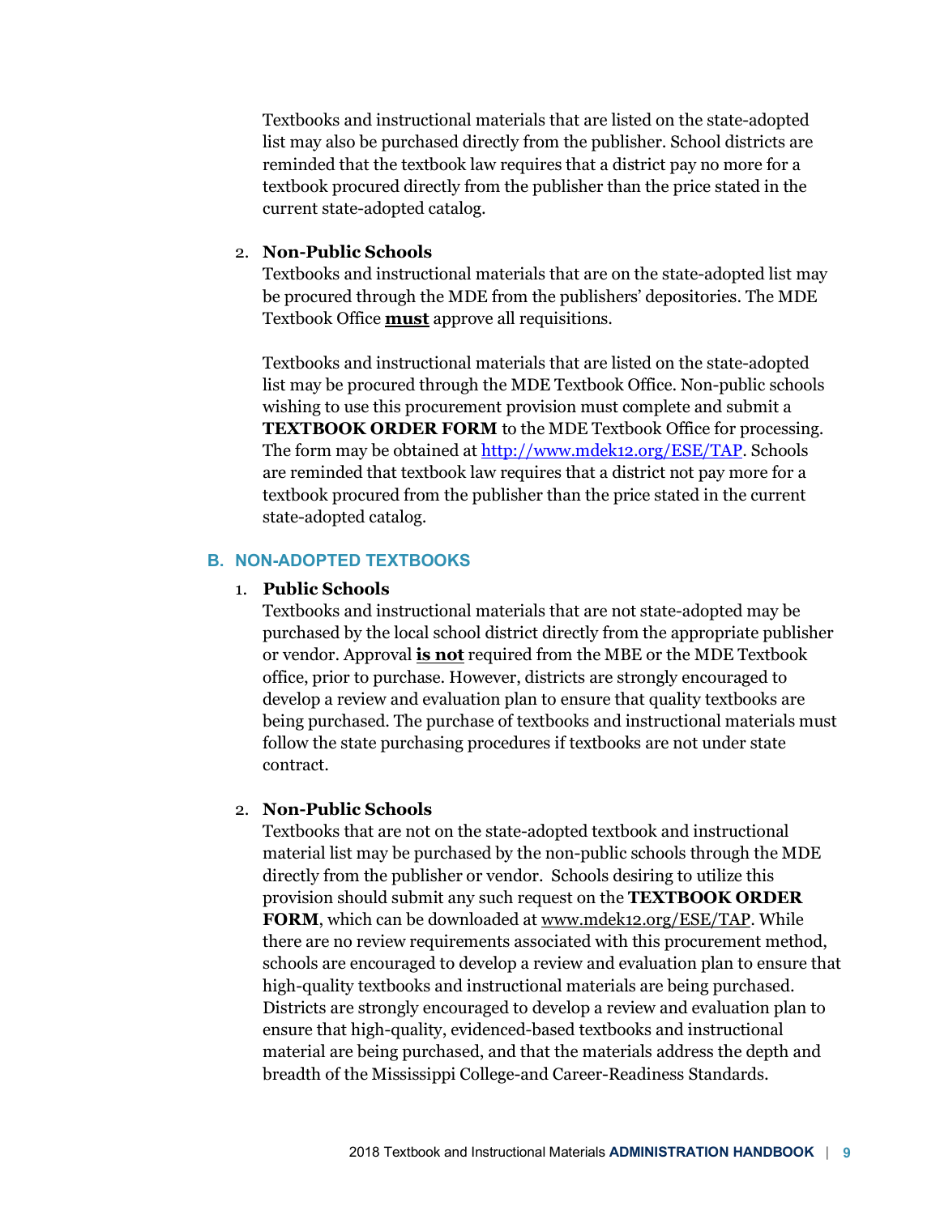Textbooks and instructional materials that are listed on the state-adopted list may also be purchased directly from the publisher. School districts are reminded that the textbook law requires that a district pay no more for a textbook procured directly from the publisher than the price stated in the current state-adopted catalog.

2. **Non-Public Schools**

   Textbooks and instructional materials that are on the state-adopted list may be procured through the MDE from the publishers' depositories. The MDE Textbook Office **<u>must</u>** approve all requisitions.

   Textbooks and instructional materials that are listed on the state-adopted list may be procured through the MDE Textbook Office. Non-public schools wishing to use this procurement provision must complete and submit a **TEXTBOOK ORDER FORM** to the MDE Textbook Office for processing. The form may be obtained at [http://www.mdek12.org/ESE/TAP](http://www.mdek12.org/ESE/TAP). Schools are reminded that textbook law requires that a district not pay more for a textbook procured from the publisher than the price stated in the current state-adopted catalog.

## B. NON-ADOPTED TEXTBOOKS

1. **Public Schools**

   Textbooks and instructional materials that are not state-adopted may be purchased by the local school district directly from the appropriate publisher or vendor. Approval **<u>is not</u>** required from the MBE or the MDE Textbook office, prior to purchase. However, districts are strongly encouraged to develop a review and evaluation plan to ensure that quality textbooks are being purchased. The purchase of textbooks and instructional materials must follow the state purchasing procedures if textbooks are not under state contract.

2. **Non-Public Schools**

   Textbooks that are not on the state-adopted textbook and instructional material list may be purchased by the non-public schools through the MDE directly from the publisher or vendor. Schools desiring to utilize this provision should submit any such request on the **TEXTBOOK ORDER FORM**, which can be downloaded at www.mdek12.org/ESE/TAP. While there are no review requirements associated with this procurement method, schools are encouraged to develop a review and evaluation plan to ensure that high-quality textbooks and instructional materials are being purchased. Districts are strongly encouraged to develop a review and evaluation plan to ensure that high-quality, evidenced-based textbooks and instructional material are being purchased, and that the materials address the depth and breadth of the Mississippi College-and Career-Readiness Standards.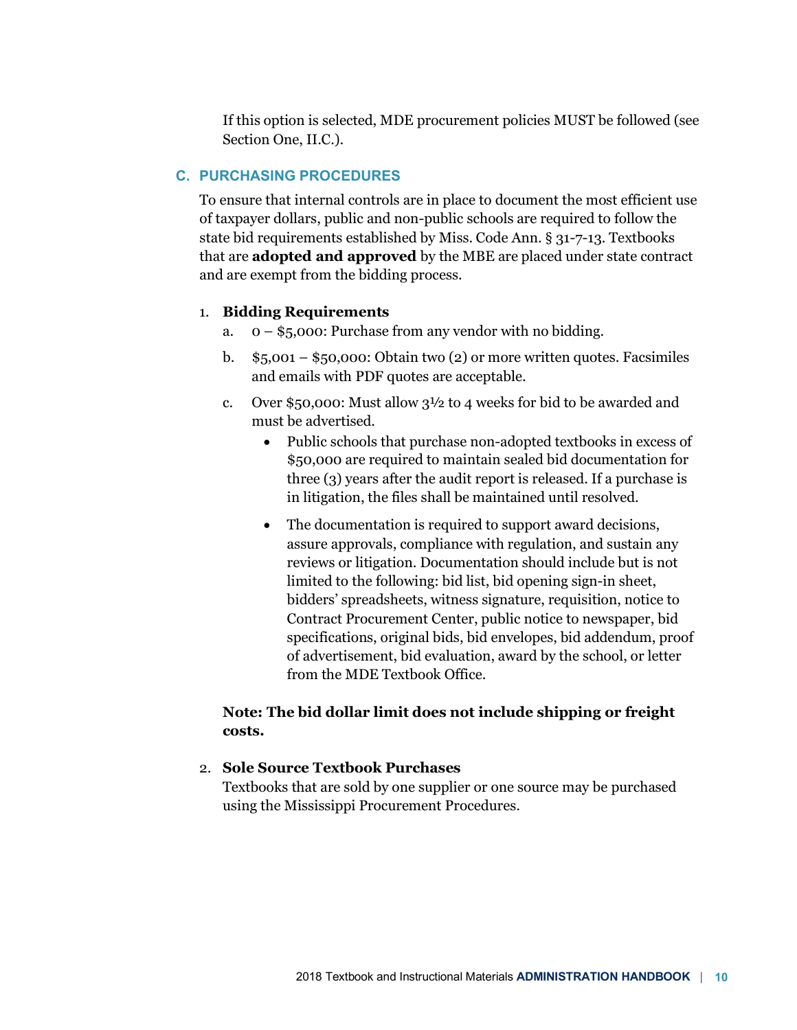If this option is selected, MDE procurement policies MUST be followed (see Section One, II.C.).

### C. PURCHASING PROCEDURES

To ensure that internal controls are in place to document the most efficient use of taxpayer dollars, public and non-public schools are required to follow the state bid requirements established by Miss. Code Ann. § 31-7-13. Textbooks that are **adopted and approved** by the MBE are placed under state contract and are exempt from the bidding process.

1. **Bidding Requirements**
   a. 0 – $5,000: Purchase from any vendor with no bidding.

   b. $5,001 – $50,000: Obtain two (2) or more written quotes. Facsimiles and emails with PDF quotes are acceptable.

   c. Over $50,000: Must allow 3½ to 4 weeks for bid to be awarded and must be advertised.

      - Public schools that purchase non-adopted textbooks in excess of $50,000 are required to maintain sealed bid documentation for three (3) years after the audit report is released. If a purchase is in litigation, the files shall be maintained until resolved.

      - The documentation is required to support award decisions, assure approvals, compliance with regulation, and sustain any reviews or litigation. Documentation should include but is not limited to the following: bid list, bid opening sign-in sheet, bidders' spreadsheets, witness signature, requisition, notice to Contract Procurement Center, public notice to newspaper, bid specifications, original bids, bid envelopes, bid addendum, proof of advertisement, bid evaluation, award by the school, or letter from the MDE Textbook Office.

   **Note: The bid dollar limit does not include shipping or freight costs.**

2. **Sole Source Textbook Purchases**
   Textbooks that are sold by one supplier or one source may be purchased using the Mississippi Procurement Procedures.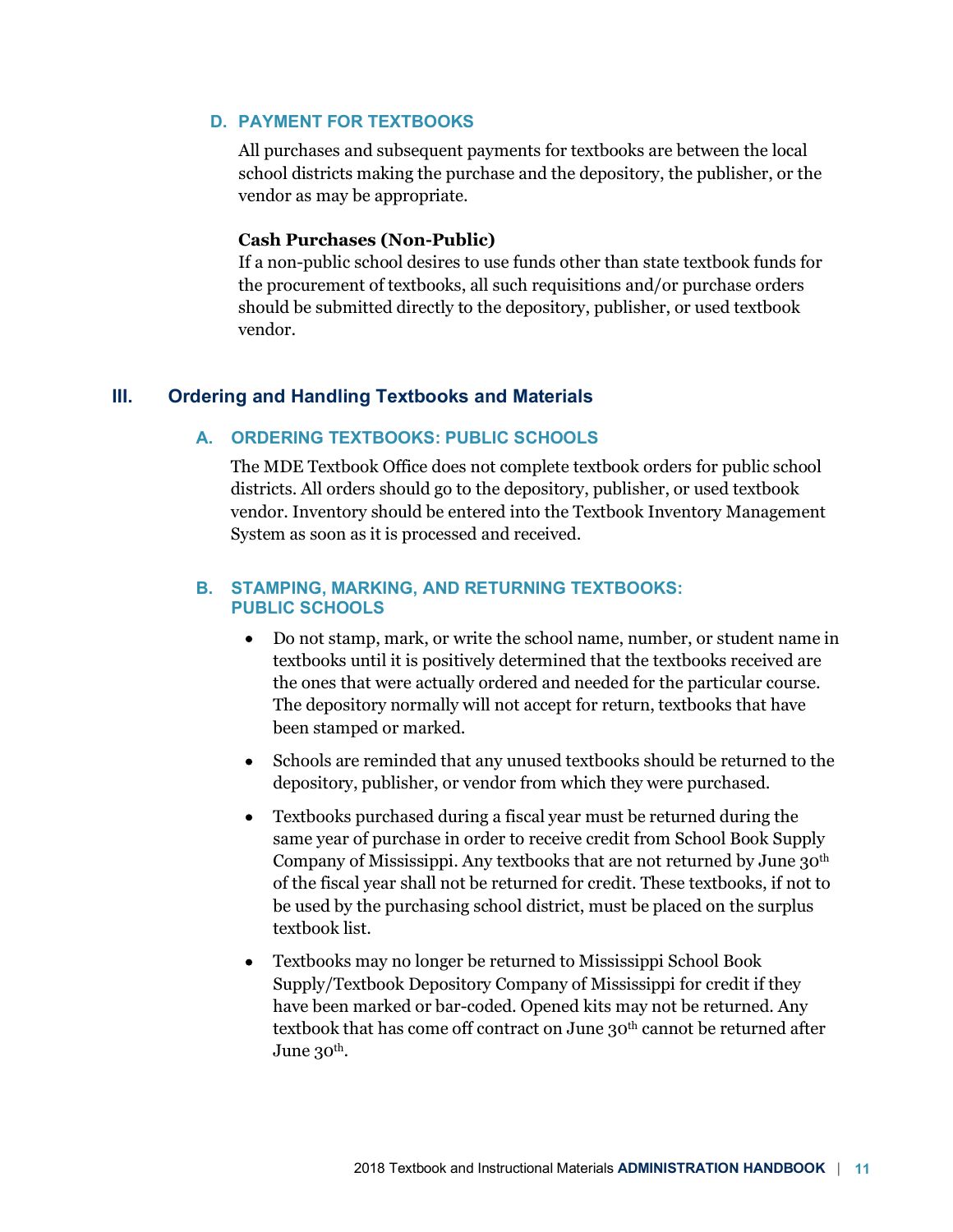### D. PAYMENT FOR TEXTBOOKS

All purchases and subsequent payments for textbooks are between the local school districts making the purchase and the depository, the publisher, or the vendor as may be appropriate.

**Cash Purchases (Non-Public)**

If a non-public school desires to use funds other than state textbook funds for the procurement of textbooks, all such requisitions and/or purchase orders should be submitted directly to the depository, publisher, or used textbook vendor.

## III. Ordering and Handling Textbooks and Materials

### A. ORDERING TEXTBOOKS: PUBLIC SCHOOLS

The MDE Textbook Office does not complete textbook orders for public school districts. All orders should go to the depository, publisher, or used textbook vendor. Inventory should be entered into the Textbook Inventory Management System as soon as it is processed and received.

### B. STAMPING, MARKING, AND RETURNING TEXTBOOKS: PUBLIC SCHOOLS

- Do not stamp, mark, or write the school name, number, or student name in textbooks until it is positively determined that the textbooks received are the ones that were actually ordered and needed for the particular course. The depository normally will not accept for return, textbooks that have been stamped or marked.
- Schools are reminded that any unused textbooks should be returned to the depository, publisher, or vendor from which they were purchased.
- Textbooks purchased during a fiscal year must be returned during the same year of purchase in order to receive credit from School Book Supply Company of Mississippi. Any textbooks that are not returned by June 30th of the fiscal year shall not be returned for credit. These textbooks, if not to be used by the purchasing school district, must be placed on the surplus textbook list.
- Textbooks may no longer be returned to Mississippi School Book Supply/Textbook Depository Company of Mississippi for credit if they have been marked or bar-coded. Opened kits may not be returned. Any textbook that has come off contract on June 30th cannot be returned after June 30th.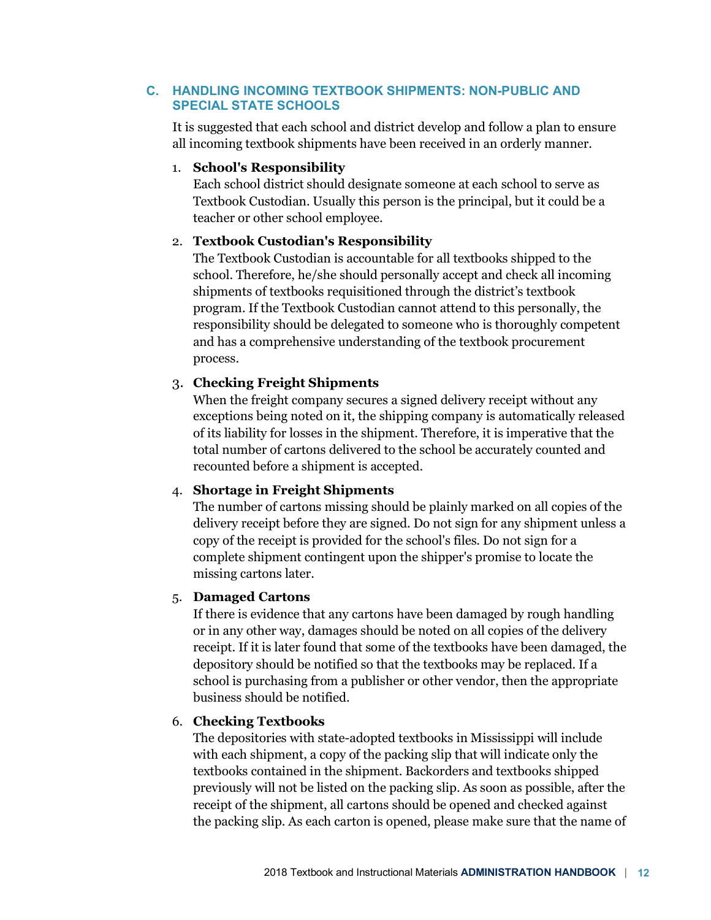## C. HANDLING INCOMING TEXTBOOK SHIPMENTS: NON-PUBLIC AND SPECIAL STATE SCHOOLS

It is suggested that each school and district develop and follow a plan to ensure all incoming textbook shipments have been received in an orderly manner.

1. **School's Responsibility**
   Each school district should designate someone at each school to serve as Textbook Custodian. Usually this person is the principal, but it could be a teacher or other school employee.

2. **Textbook Custodian's Responsibility**
   The Textbook Custodian is accountable for all textbooks shipped to the school. Therefore, he/she should personally accept and check all incoming shipments of textbooks requisitioned through the district's textbook program. If the Textbook Custodian cannot attend to this personally, the responsibility should be delegated to someone who is thoroughly competent and has a comprehensive understanding of the textbook procurement process.

3. **Checking Freight Shipments**
   When the freight company secures a signed delivery receipt without any exceptions being noted on it, the shipping company is automatically released of its liability for losses in the shipment. Therefore, it is imperative that the total number of cartons delivered to the school be accurately counted and recounted before a shipment is accepted.

4. **Shortage in Freight Shipments**
   The number of cartons missing should be plainly marked on all copies of the delivery receipt before they are signed. Do not sign for any shipment unless a copy of the receipt is provided for the school's files. Do not sign for a complete shipment contingent upon the shipper's promise to locate the missing cartons later.

5. **Damaged Cartons**
   If there is evidence that any cartons have been damaged by rough handling or in any other way, damages should be noted on all copies of the delivery receipt. If it is later found that some of the textbooks have been damaged, the depository should be notified so that the textbooks may be replaced. If a school is purchasing from a publisher or other vendor, then the appropriate business should be notified.

6. **Checking Textbooks**
   The depositories with state-adopted textbooks in Mississippi will include with each shipment, a copy of the packing slip that will indicate only the textbooks contained in the shipment. Backorders and textbooks shipped previously will not be listed on the packing slip. As soon as possible, after the receipt of the shipment, all cartons should be opened and checked against the packing slip. As each carton is opened, please make sure that the name of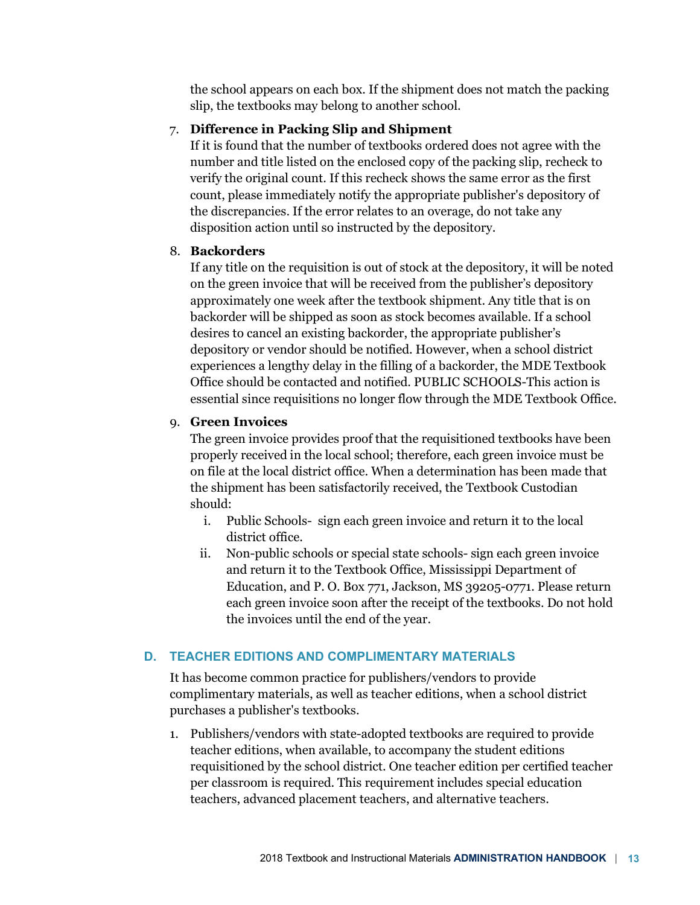the school appears on each box. If the shipment does not match the packing slip, the textbooks may belong to another school.

7. **Difference in Packing Slip and Shipment**
   If it is found that the number of textbooks ordered does not agree with the number and title listed on the enclosed copy of the packing slip, recheck to verify the original count. If this recheck shows the same error as the first count, please immediately notify the appropriate publisher's depository of the discrepancies. If the error relates to an overage, do not take any disposition action until so instructed by the depository.

8. **Backorders**
   If any title on the requisition is out of stock at the depository, it will be noted on the green invoice that will be received from the publisher's depository approximately one week after the textbook shipment. Any title that is on backorder will be shipped as soon as stock becomes available. If a school desires to cancel an existing backorder, the appropriate publisher's depository or vendor should be notified. However, when a school district experiences a lengthy delay in the filling of a backorder, the MDE Textbook Office should be contacted and notified. PUBLIC SCHOOLS-This action is essential since requisitions no longer flow through the MDE Textbook Office.

9. **Green Invoices**
   The green invoice provides proof that the requisitioned textbooks have been properly received in the local school; therefore, each green invoice must be on file at the local district office. When a determination has been made that the shipment has been satisfactorily received, the Textbook Custodian should:
   i. Public Schools- sign each green invoice and return it to the local district office.
   ii. Non-public schools or special state schools- sign each green invoice and return it to the Textbook Office, Mississippi Department of Education, and P. O. Box 771, Jackson, MS 39205-0771. Please return each green invoice soon after the receipt of the textbooks. Do not hold the invoices until the end of the year.

## D. TEACHER EDITIONS AND COMPLIMENTARY MATERIALS

It has become common practice for publishers/vendors to provide complimentary materials, as well as teacher editions, when a school district purchases a publisher's textbooks.

1. Publishers/vendors with state-adopted textbooks are required to provide teacher editions, when available, to accompany the student editions requisitioned by the school district. One teacher edition per certified teacher per classroom is required. This requirement includes special education teachers, advanced placement teachers, and alternative teachers.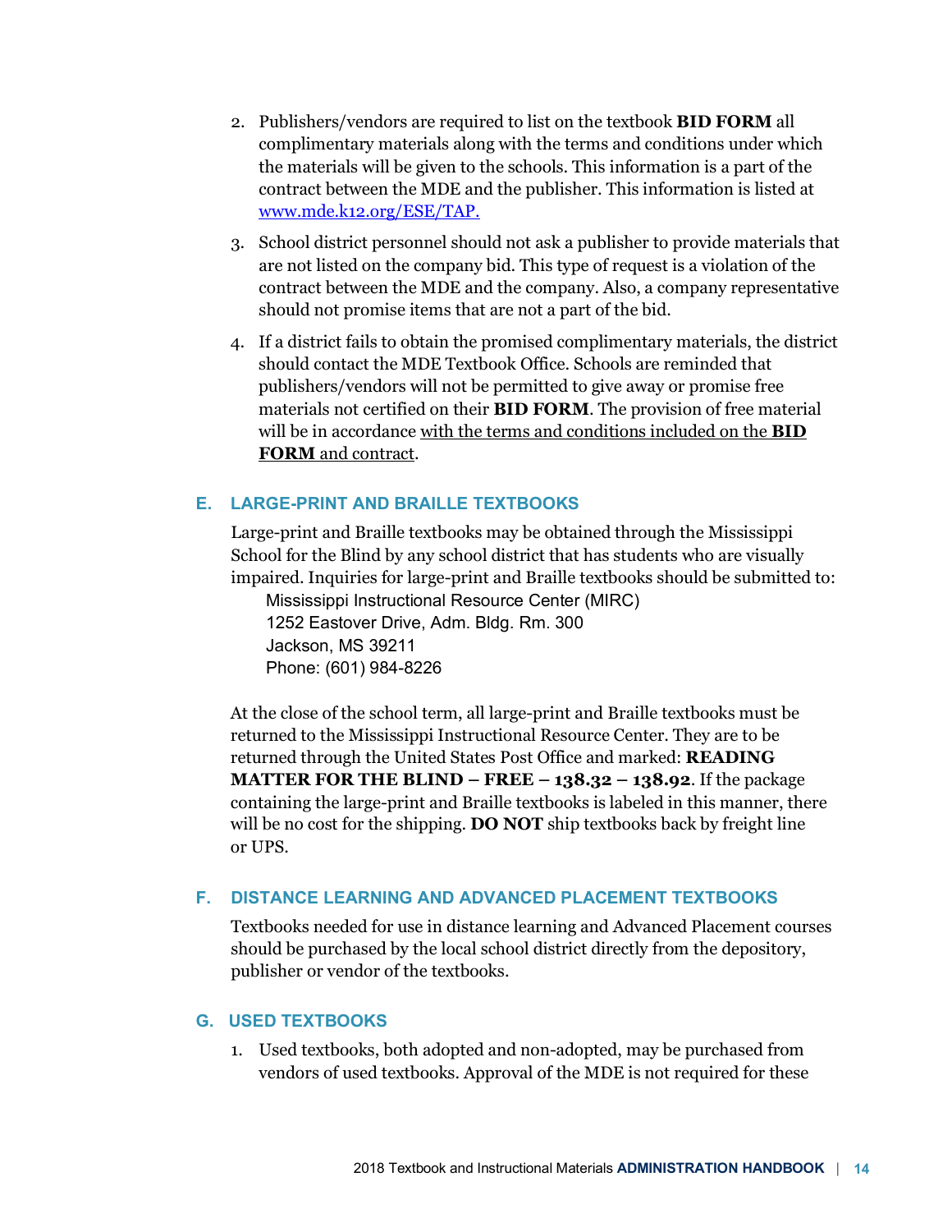2. Publishers/vendors are required to list on the textbook **BID FORM** all complimentary materials along with the terms and conditions under which the materials will be given to the schools. This information is a part of the contract between the MDE and the publisher. This information is listed at [www.mde.k12.org/ESE/TAP.](www.mde.k12.org/ESE/TAP)

3. School district personnel should not ask a publisher to provide materials that are not listed on the company bid. This type of request is a violation of the contract between the MDE and the company. Also, a company representative should not promise items that are not a part of the bid.

4. If a district fails to obtain the promised complimentary materials, the district should contact the MDE Textbook Office. Schools are reminded that publishers/vendors will not be permitted to give away or promise free materials not certified on their **BID FORM**. The provision of free material will be in accordance with the terms and conditions included on the **BID FORM** and contract.

### E. LARGE-PRINT AND BRAILLE TEXTBOOKS

Large-print and Braille textbooks may be obtained through the Mississippi School for the Blind by any school district that has students who are visually impaired. Inquiries for large-print and Braille textbooks should be submitted to:

Mississippi Instructional Resource Center (MIRC)
1252 Eastover Drive, Adm. Bldg. Rm. 300
Jackson, MS 39211
Phone: (601) 984-8226

At the close of the school term, all large-print and Braille textbooks must be returned to the Mississippi Instructional Resource Center. They are to be returned through the United States Post Office and marked: **READING MATTER FOR THE BLIND – FREE – 138.32 – 138.92**. If the package containing the large-print and Braille textbooks is labeled in this manner, there will be no cost for the shipping. **DO NOT** ship textbooks back by freight line or UPS.

### F. DISTANCE LEARNING AND ADVANCED PLACEMENT TEXTBOOKS

Textbooks needed for use in distance learning and Advanced Placement courses should be purchased by the local school district directly from the depository, publisher or vendor of the textbooks.

### G. USED TEXTBOOKS

1. Used textbooks, both adopted and non-adopted, may be purchased from vendors of used textbooks. Approval of the MDE is not required for these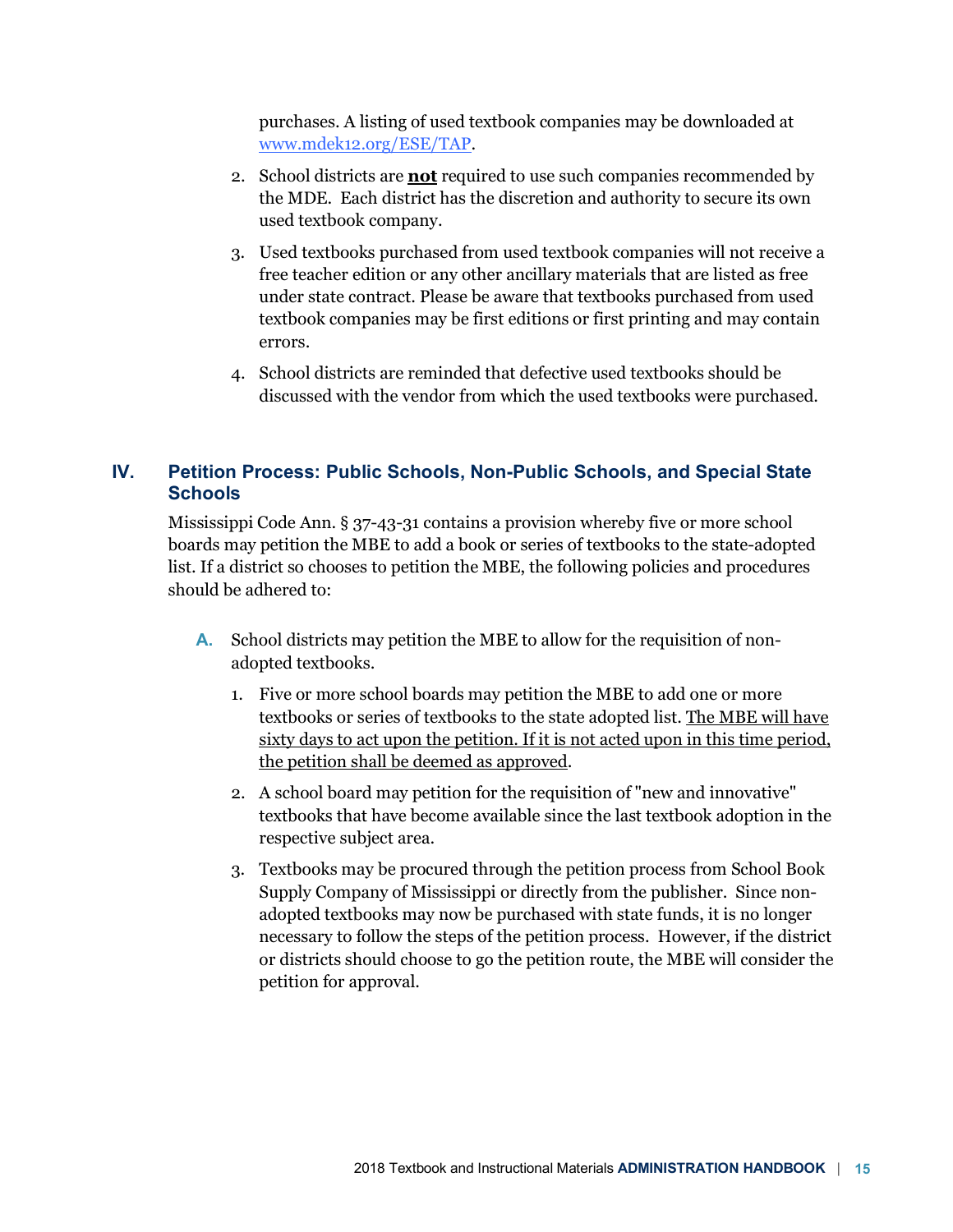purchases. A listing of used textbook companies may be downloaded at [www.mdek12.org/ESE/TAP](http://www.mdek12.org/ESE/TAP).

2. School districts are <u>**not**</u> required to use such companies recommended by the MDE. Each district has the discretion and authority to secure its own used textbook company.
3. Used textbooks purchased from used textbook companies will not receive a free teacher edition or any other ancillary materials that are listed as free under state contract. Please be aware that textbooks purchased from used textbook companies may be first editions or first printing and may contain errors.
4. School districts are reminded that defective used textbooks should be discussed with the vendor from which the used textbooks were purchased.

## IV. Petition Process: Public Schools, Non-Public Schools, and Special State Schools

Mississippi Code Ann. § 37-43-31 contains a provision whereby five or more school boards may petition the MBE to add a book or series of textbooks to the state-adopted list. If a district so chooses to petition the MBE, the following policies and procedures should be adhered to:

**A.** School districts may petition the MBE to allow for the requisition of non-adopted textbooks.

1. Five or more school boards may petition the MBE to add one or more textbooks or series of textbooks to the state adopted list. <u>The MBE will have sixty days to act upon the petition. If it is not acted upon in this time period, the petition shall be deemed as approved</u>.
2. A school board may petition for the requisition of "new and innovative" textbooks that have become available since the last textbook adoption in the respective subject area.
3. Textbooks may be procured through the petition process from School Book Supply Company of Mississippi or directly from the publisher. Since non-adopted textbooks may now be purchased with state funds, it is no longer necessary to follow the steps of the petition process. However, if the district or districts should choose to go the petition route, the MBE will consider the petition for approval.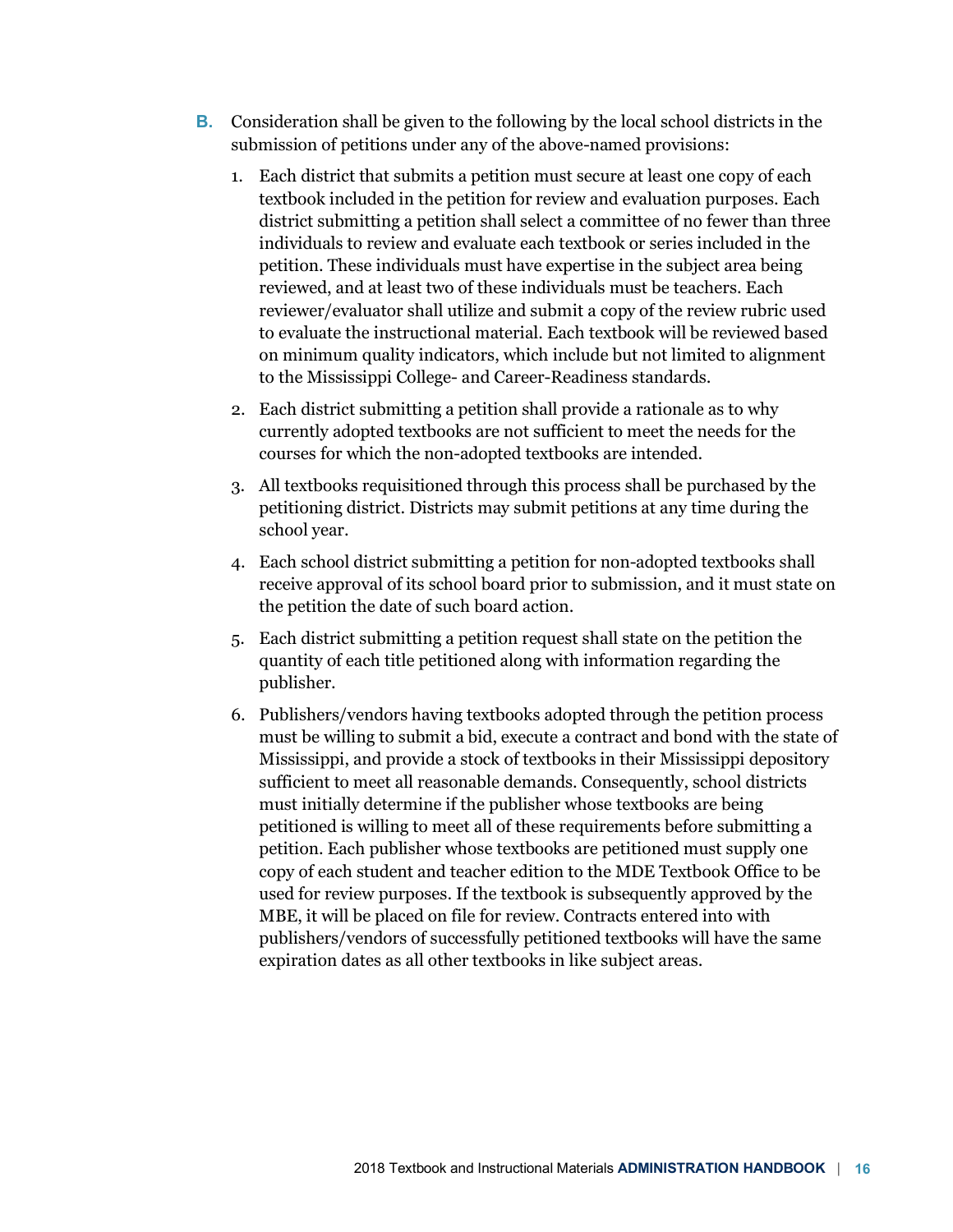**B.** Consideration shall be given to the following by the local school districts in the submission of petitions under any of the above-named provisions:

1. Each district that submits a petition must secure at least one copy of each textbook included in the petition for review and evaluation purposes. Each district submitting a petition shall select a committee of no fewer than three individuals to review and evaluate each textbook or series included in the petition. These individuals must have expertise in the subject area being reviewed, and at least two of these individuals must be teachers. Each reviewer/evaluator shall utilize and submit a copy of the review rubric used to evaluate the instructional material. Each textbook will be reviewed based on minimum quality indicators, which include but not limited to alignment to the Mississippi College- and Career-Readiness standards.
2. Each district submitting a petition shall provide a rationale as to why currently adopted textbooks are not sufficient to meet the needs for the courses for which the non-adopted textbooks are intended.
3. All textbooks requisitioned through this process shall be purchased by the petitioning district. Districts may submit petitions at any time during the school year.
4. Each school district submitting a petition for non-adopted textbooks shall receive approval of its school board prior to submission, and it must state on the petition the date of such board action.
5. Each district submitting a petition request shall state on the petition the quantity of each title petitioned along with information regarding the publisher.
6. Publishers/vendors having textbooks adopted through the petition process must be willing to submit a bid, execute a contract and bond with the state of Mississippi, and provide a stock of textbooks in their Mississippi depository sufficient to meet all reasonable demands. Consequently, school districts must initially determine if the publisher whose textbooks are being petitioned is willing to meet all of these requirements before submitting a petition. Each publisher whose textbooks are petitioned must supply one copy of each student and teacher edition to the MDE Textbook Office to be used for review purposes. If the textbook is subsequently approved by the MBE, it will be placed on file for review. Contracts entered into with publishers/vendors of successfully petitioned textbooks will have the same expiration dates as all other textbooks in like subject areas.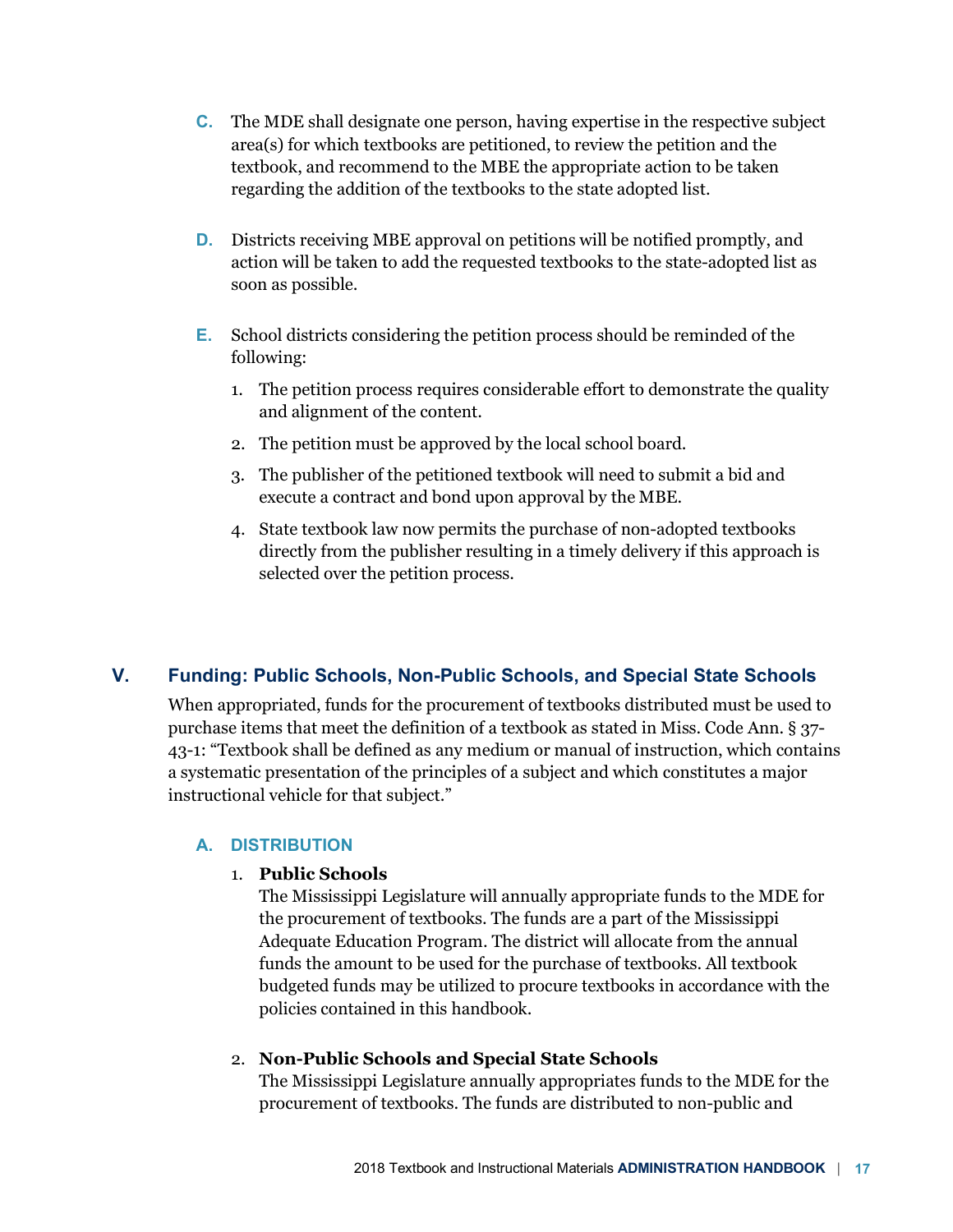C. The MDE shall designate one person, having expertise in the respective subject area(s) for which textbooks are petitioned, to review the petition and the textbook, and recommend to the MBE the appropriate action to be taken regarding the addition of the textbooks to the state adopted list.

D. Districts receiving MBE approval on petitions will be notified promptly, and action will be taken to add the requested textbooks to the state-adopted list as soon as possible.

E. School districts considering the petition process should be reminded of the following:

1. The petition process requires considerable effort to demonstrate the quality and alignment of the content.
2. The petition must be approved by the local school board.
3. The publisher of the petitioned textbook will need to submit a bid and execute a contract and bond upon approval by the MBE.
4. State textbook law now permits the purchase of non-adopted textbooks directly from the publisher resulting in a timely delivery if this approach is selected over the petition process.

## V. Funding: Public Schools, Non-Public Schools, and Special State Schools

When appropriated, funds for the procurement of textbooks distributed must be used to purchase items that meet the definition of a textbook as stated in Miss. Code Ann. § 37-43-1: "Textbook shall be defined as any medium or manual of instruction, which contains a systematic presentation of the principles of a subject and which constitutes a major instructional vehicle for that subject."

### A. DISTRIBUTION

1. **Public Schools**
   The Mississippi Legislature will annually appropriate funds to the MDE for the procurement of textbooks. The funds are a part of the Mississippi Adequate Education Program. The district will allocate from the annual funds the amount to be used for the purchase of textbooks. All textbook budgeted funds may be utilized to procure textbooks in accordance with the policies contained in this handbook.

2. **Non-Public Schools and Special State Schools**
   The Mississippi Legislature annually appropriates funds to the MDE for the procurement of textbooks. The funds are distributed to non-public and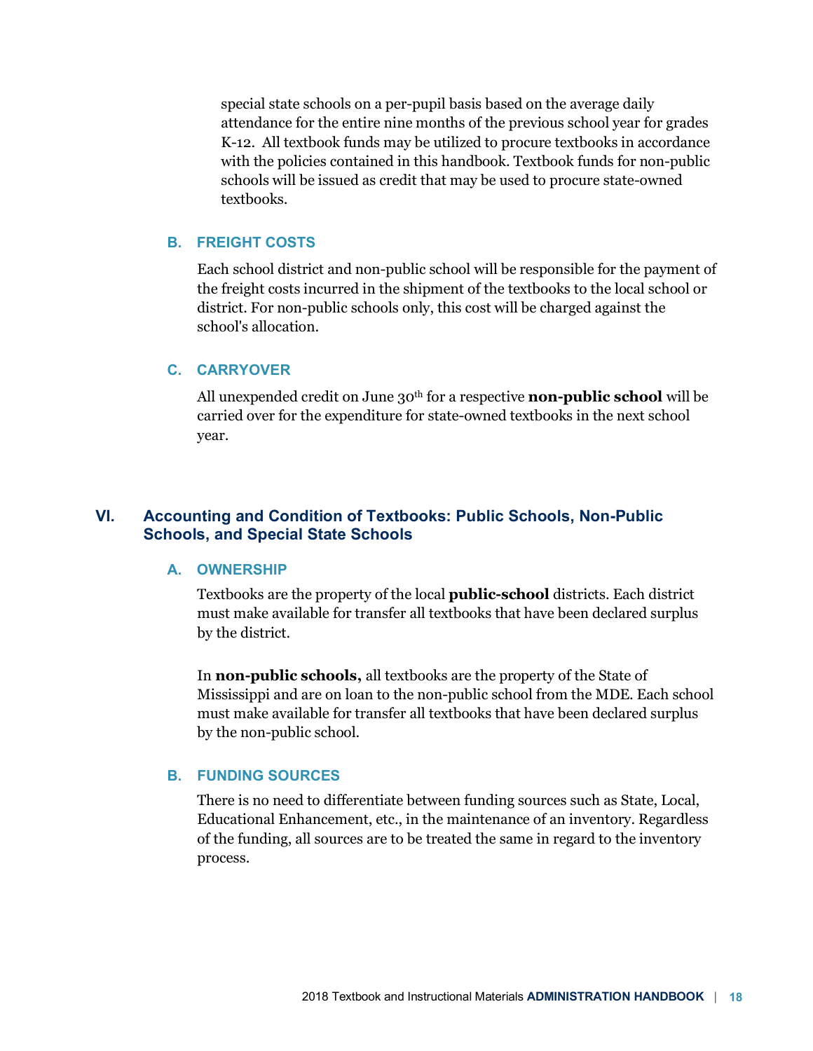special state schools on a per-pupil basis based on the average daily attendance for the entire nine months of the previous school year for grades K-12. All textbook funds may be utilized to procure textbooks in accordance with the policies contained in this handbook. Textbook funds for non-public schools will be issued as credit that may be used to procure state-owned textbooks.

### B. FREIGHT COSTS

Each school district and non-public school will be responsible for the payment of the freight costs incurred in the shipment of the textbooks to the local school or district. For non-public schools only, this cost will be charged against the school's allocation.

### C. CARRYOVER

All unexpended credit on June 30th for a respective **non-public school** will be carried over for the expenditure for state-owned textbooks in the next school year.

## VI. Accounting and Condition of Textbooks: Public Schools, Non-Public Schools, and Special State Schools

### A. OWNERSHIP

Textbooks are the property of the local **public-school** districts. Each district must make available for transfer all textbooks that have been declared surplus by the district.

In **non-public schools,** all textbooks are the property of the State of Mississippi and are on loan to the non-public school from the MDE. Each school must make available for transfer all textbooks that have been declared surplus by the non-public school.

### B. FUNDING SOURCES

There is no need to differentiate between funding sources such as State, Local, Educational Enhancement, etc., in the maintenance of an inventory. Regardless of the funding, all sources are to be treated the same in regard to the inventory process.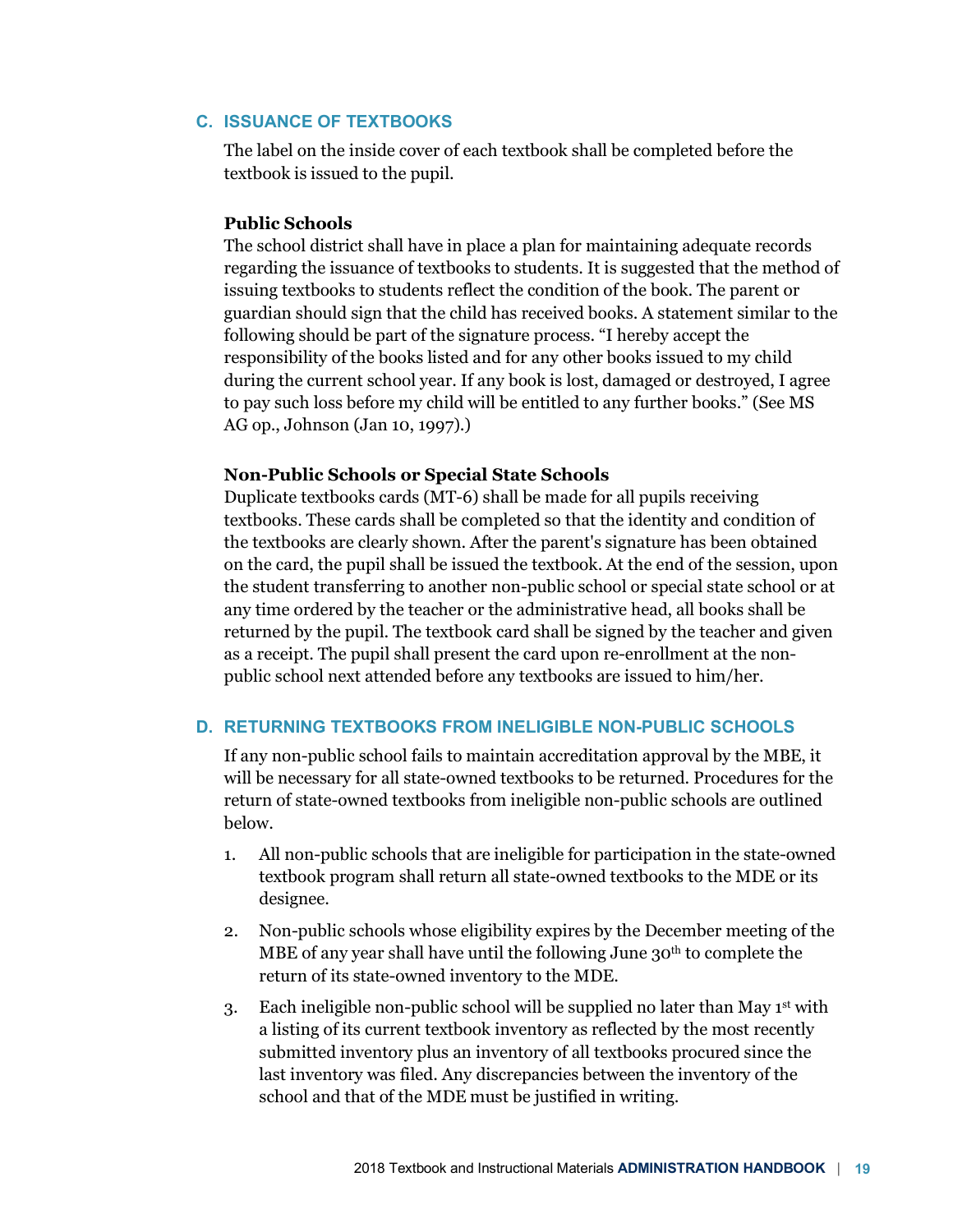## C. ISSUANCE OF TEXTBOOKS

The label on the inside cover of each textbook shall be completed before the textbook is issued to the pupil.

**Public Schools**

The school district shall have in place a plan for maintaining adequate records regarding the issuance of textbooks to students. It is suggested that the method of issuing textbooks to students reflect the condition of the book. The parent or guardian should sign that the child has received books. A statement similar to the following should be part of the signature process. "I hereby accept the responsibility of the books listed and for any other books issued to my child during the current school year. If any book is lost, damaged or destroyed, I agree to pay such loss before my child will be entitled to any further books." (See MS AG op., Johnson (Jan 10, 1997).)

**Non-Public Schools or Special State Schools**

Duplicate textbooks cards (MT-6) shall be made for all pupils receiving textbooks. These cards shall be completed so that the identity and condition of the textbooks are clearly shown. After the parent's signature has been obtained on the card, the pupil shall be issued the textbook. At the end of the session, upon the student transferring to another non-public school or special state school or at any time ordered by the teacher or the administrative head, all books shall be returned by the pupil. The textbook card shall be signed by the teacher and given as a receipt. The pupil shall present the card upon re-enrollment at the non-public school next attended before any textbooks are issued to him/her.

## D. RETURNING TEXTBOOKS FROM INELIGIBLE NON-PUBLIC SCHOOLS

If any non-public school fails to maintain accreditation approval by the MBE, it will be necessary for all state-owned textbooks to be returned. Procedures for the return of state-owned textbooks from ineligible non-public schools are outlined below.

1. All non-public schools that are ineligible for participation in the state-owned textbook program shall return all state-owned textbooks to the MDE or its designee.
2. Non-public schools whose eligibility expires by the December meeting of the MBE of any year shall have until the following June 30th to complete the return of its state-owned inventory to the MDE.
3. Each ineligible non-public school will be supplied no later than May 1st with a listing of its current textbook inventory as reflected by the most recently submitted inventory plus an inventory of all textbooks procured since the last inventory was filed. Any discrepancies between the inventory of the school and that of the MDE must be justified in writing.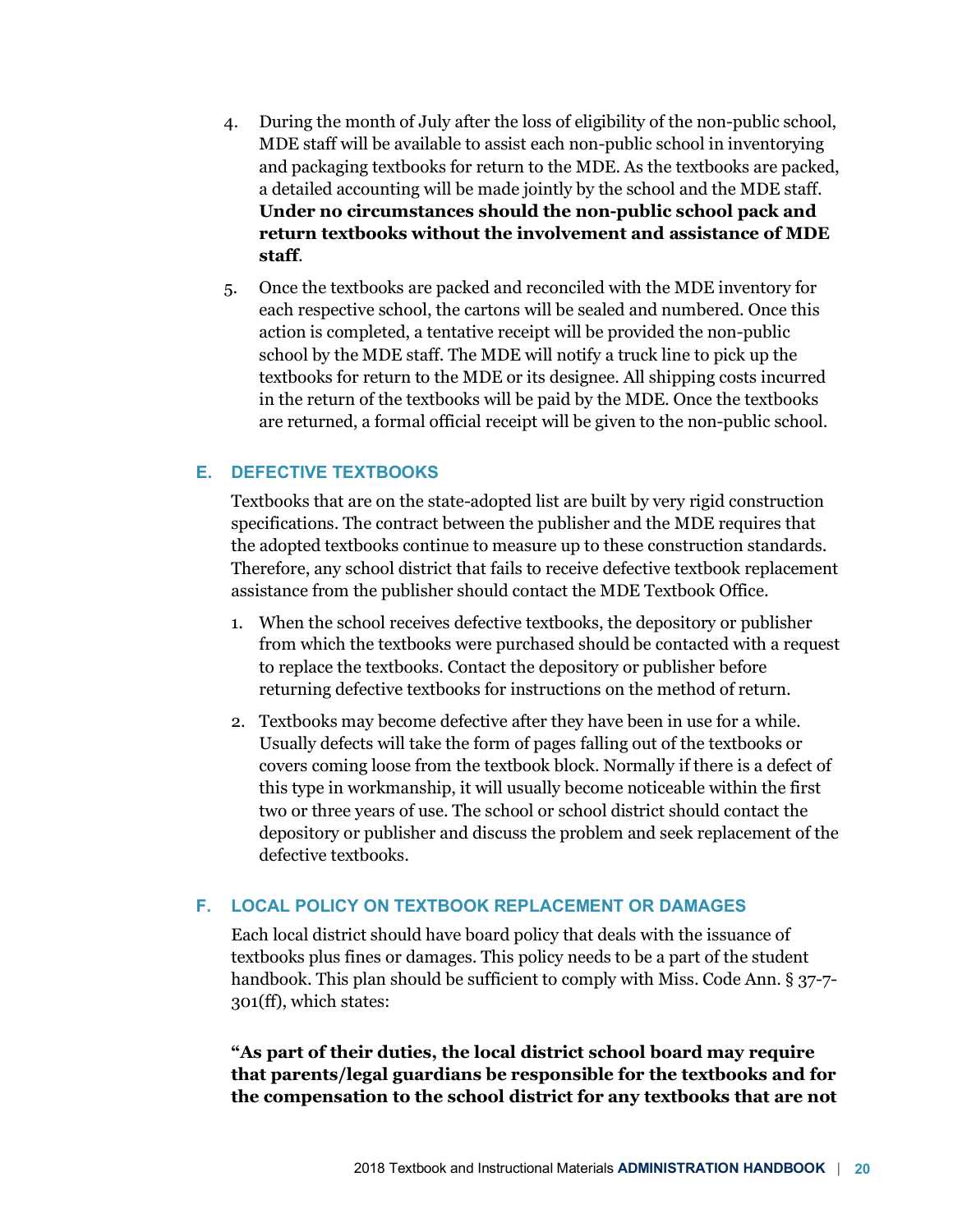4. During the month of July after the loss of eligibility of the non-public school, MDE staff will be available to assist each non-public school in inventorying and packaging textbooks for return to the MDE. As the textbooks are packed, a detailed accounting will be made jointly by the school and the MDE staff. **Under no circumstances should the non-public school pack and return textbooks without the involvement and assistance of MDE staff**.

5. Once the textbooks are packed and reconciled with the MDE inventory for each respective school, the cartons will be sealed and numbered. Once this action is completed, a tentative receipt will be provided the non-public school by the MDE staff. The MDE will notify a truck line to pick up the textbooks for return to the MDE or its designee. All shipping costs incurred in the return of the textbooks will be paid by the MDE. Once the textbooks are returned, a formal official receipt will be given to the non-public school.

## E. DEFECTIVE TEXTBOOKS

Textbooks that are on the state-adopted list are built by very rigid construction specifications. The contract between the publisher and the MDE requires that the adopted textbooks continue to measure up to these construction standards. Therefore, any school district that fails to receive defective textbook replacement assistance from the publisher should contact the MDE Textbook Office.

1. When the school receives defective textbooks, the depository or publisher from which the textbooks were purchased should be contacted with a request to replace the textbooks. Contact the depository or publisher before returning defective textbooks for instructions on the method of return.

2. Textbooks may become defective after they have been in use for a while. Usually defects will take the form of pages falling out of the textbooks or covers coming loose from the textbook block. Normally if there is a defect of this type in workmanship, it will usually become noticeable within the first two or three years of use. The school or school district should contact the depository or publisher and discuss the problem and seek replacement of the defective textbooks.

## F. LOCAL POLICY ON TEXTBOOK REPLACEMENT OR DAMAGES

Each local district should have board policy that deals with the issuance of textbooks plus fines or damages. This policy needs to be a part of the student handbook. This plan should be sufficient to comply with Miss. Code Ann. § 37-7-301(ff), which states:

**"As part of their duties, the local district school board may require that parents/legal guardians be responsible for the textbooks and for the compensation to the school district for any textbooks that are not**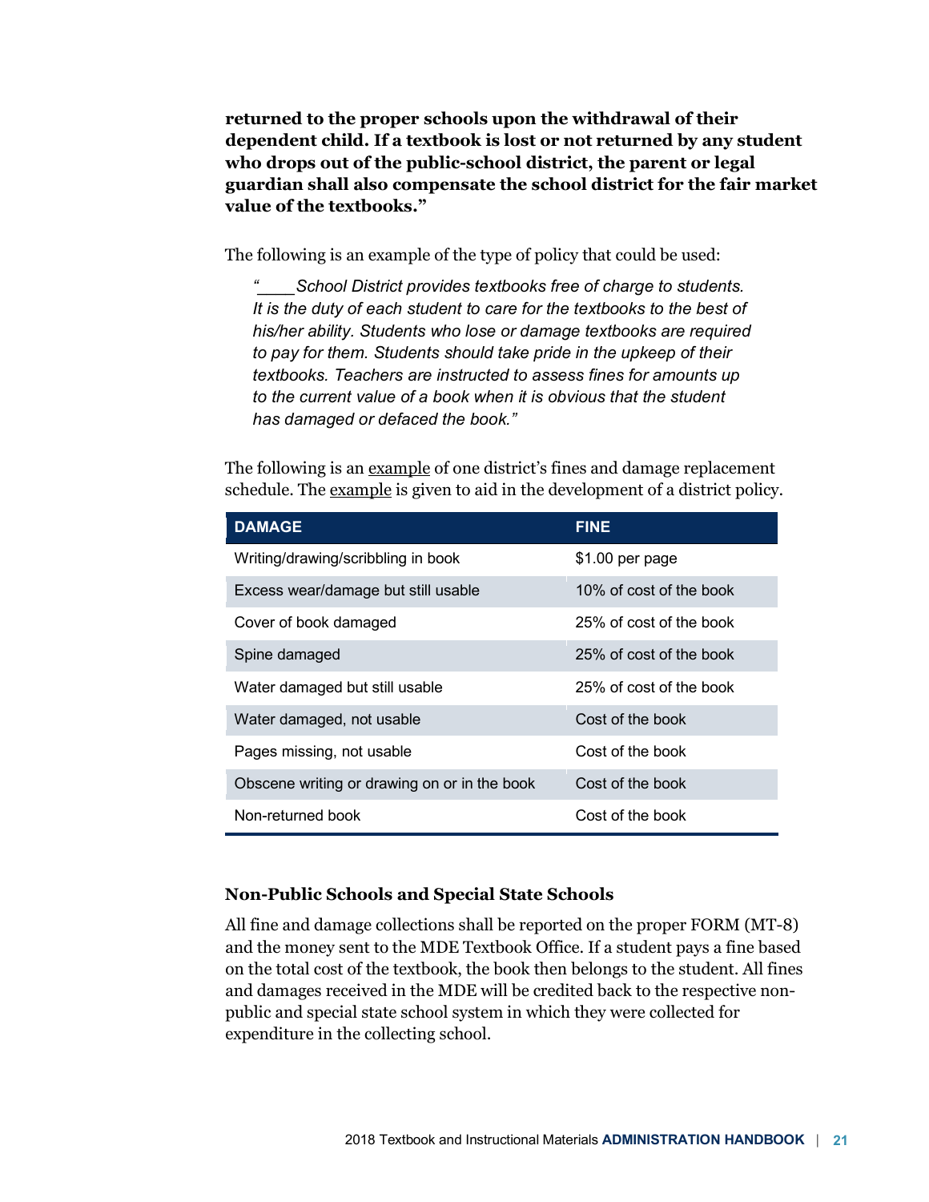**returned to the proper schools upon the withdrawal of their dependent child. If a textbook is lost or not returned by any student who drops out of the public-school district, the parent or legal guardian shall also compensate the school district for the fair market value of the textbooks."**

The following is an example of the type of policy that could be used:

> *"____School District provides textbooks free of charge to students. It is the duty of each student to care for the textbooks to the best of his/her ability. Students who lose or damage textbooks are required to pay for them. Students should take pride in the upkeep of their textbooks. Teachers are instructed to assess fines for amounts up to the current value of a book when it is obvious that the student has damaged or defaced the book."*

The following is an <u>example</u> of one district's fines and damage replacement schedule. The <u>example</u> is given to aid in the development of a district policy.

| DAMAGE | FINE |
|---|---|
| Writing/drawing/scribbling in book | $1.00 per page |
| Excess wear/damage but still usable | 10% of cost of the book |
| Cover of book damaged | 25% of cost of the book |
| Spine damaged | 25% of cost of the book |
| Water damaged but still usable | 25% of cost of the book |
| Water damaged, not usable | Cost of the book |
| Pages missing, not usable | Cost of the book |
| Obscene writing or drawing on or in the book | Cost of the book |
| Non-returned book | Cost of the book |

### Non-Public Schools and Special State Schools

All fine and damage collections shall be reported on the proper FORM (MT-8) and the money sent to the MDE Textbook Office. If a student pays a fine based on the total cost of the textbook, the book then belongs to the student. All fines and damages received in the MDE will be credited back to the respective non-public and special state school system in which they were collected for expenditure in the collecting school.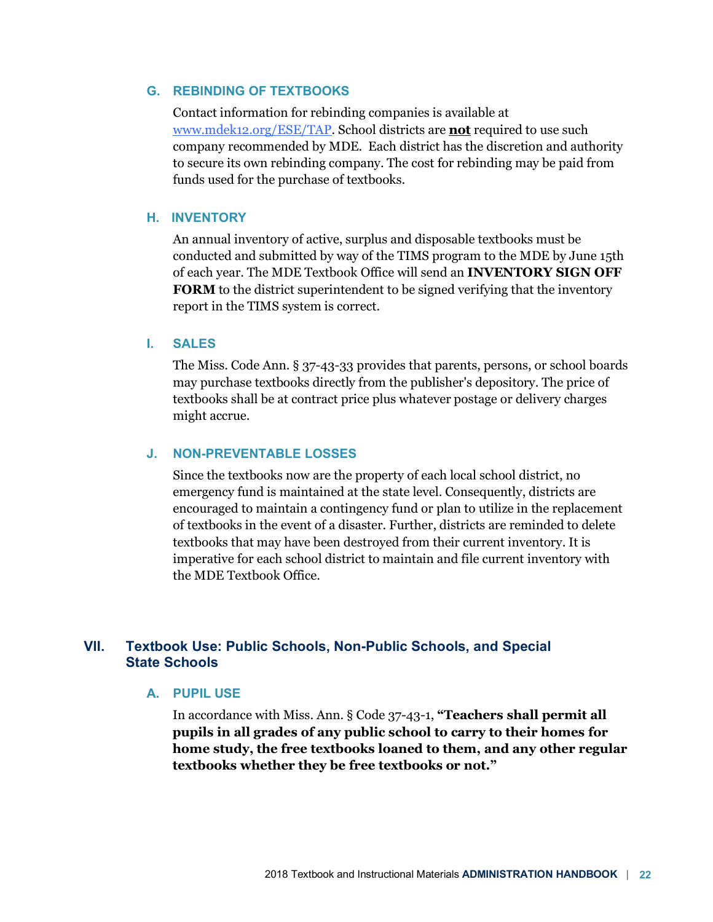### G. REBINDING OF TEXTBOOKS

Contact information for rebinding companies is available at www.mdek12.org/ESE/TAP. School districts are **not** required to use such company recommended by MDE. Each district has the discretion and authority to secure its own rebinding company. The cost for rebinding may be paid from funds used for the purchase of textbooks.

### H. INVENTORY

An annual inventory of active, surplus and disposable textbooks must be conducted and submitted by way of the TIMS program to the MDE by June 15th of each year. The MDE Textbook Office will send an **INVENTORY SIGN OFF FORM** to the district superintendent to be signed verifying that the inventory report in the TIMS system is correct.

### I. SALES

The Miss. Code Ann. § 37-43-33 provides that parents, persons, or school boards may purchase textbooks directly from the publisher's depository. The price of textbooks shall be at contract price plus whatever postage or delivery charges might accrue.

### J. NON-PREVENTABLE LOSSES

Since the textbooks now are the property of each local school district, no emergency fund is maintained at the state level. Consequently, districts are encouraged to maintain a contingency fund or plan to utilize in the replacement of textbooks in the event of a disaster. Further, districts are reminded to delete textbooks that may have been destroyed from their current inventory. It is imperative for each school district to maintain and file current inventory with the MDE Textbook Office.

## VII. Textbook Use: Public Schools, Non-Public Schools, and Special State Schools

### A. PUPIL USE

In accordance with Miss. Ann. § Code 37-43-1, **"Teachers shall permit all pupils in all grades of any public school to carry to their homes for home study, the free textbooks loaned to them, and any other regular textbooks whether they be free textbooks or not."**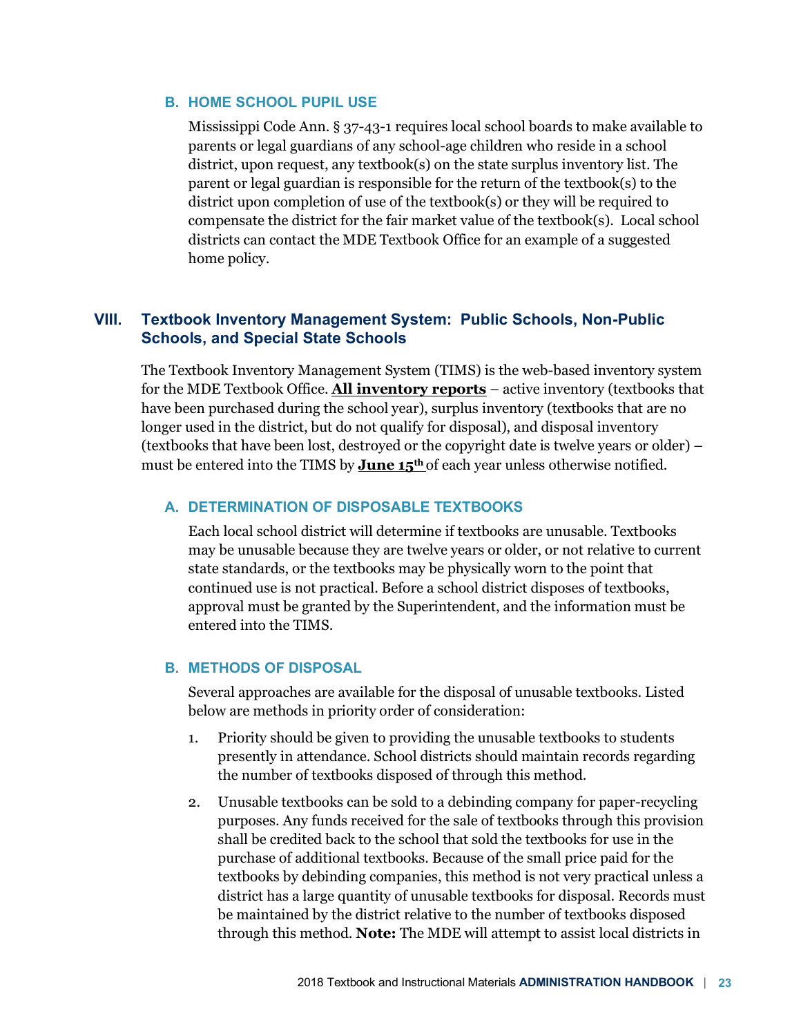### B. HOME SCHOOL PUPIL USE

Mississippi Code Ann. § 37-43-1 requires local school boards to make available to parents or legal guardians of any school-age children who reside in a school district, upon request, any textbook(s) on the state surplus inventory list. The parent or legal guardian is responsible for the return of the textbook(s) to the district upon completion of use of the textbook(s) or they will be required to compensate the district for the fair market value of the textbook(s). Local school districts can contact the MDE Textbook Office for an example of a suggested home policy.

## VIII. Textbook Inventory Management System: Public Schools, Non-Public Schools, and Special State Schools

The Textbook Inventory Management System (TIMS) is the web-based inventory system for the MDE Textbook Office. **All inventory reports** – active inventory (textbooks that have been purchased during the school year), surplus inventory (textbooks that are no longer used in the district, but do not qualify for disposal), and disposal inventory (textbooks that have been lost, destroyed or the copyright date is twelve years or older) – must be entered into the TIMS by **June 15th** of each year unless otherwise notified.

### A. DETERMINATION OF DISPOSABLE TEXTBOOKS

Each local school district will determine if textbooks are unusable. Textbooks may be unusable because they are twelve years or older, or not relative to current state standards, or the textbooks may be physically worn to the point that continued use is not practical. Before a school district disposes of textbooks, approval must be granted by the Superintendent, and the information must be entered into the TIMS.

### B. METHODS OF DISPOSAL

Several approaches are available for the disposal of unusable textbooks. Listed below are methods in priority order of consideration:

1. Priority should be given to providing the unusable textbooks to students presently in attendance. School districts should maintain records regarding the number of textbooks disposed of through this method.
2. Unusable textbooks can be sold to a debinding company for paper-recycling purposes. Any funds received for the sale of textbooks through this provision shall be credited back to the school that sold the textbooks for use in the purchase of additional textbooks. Because of the small price paid for the textbooks by debinding companies, this method is not very practical unless a district has a large quantity of unusable textbooks for disposal. Records must be maintained by the district relative to the number of textbooks disposed through this method. **Note:** The MDE will attempt to assist local districts in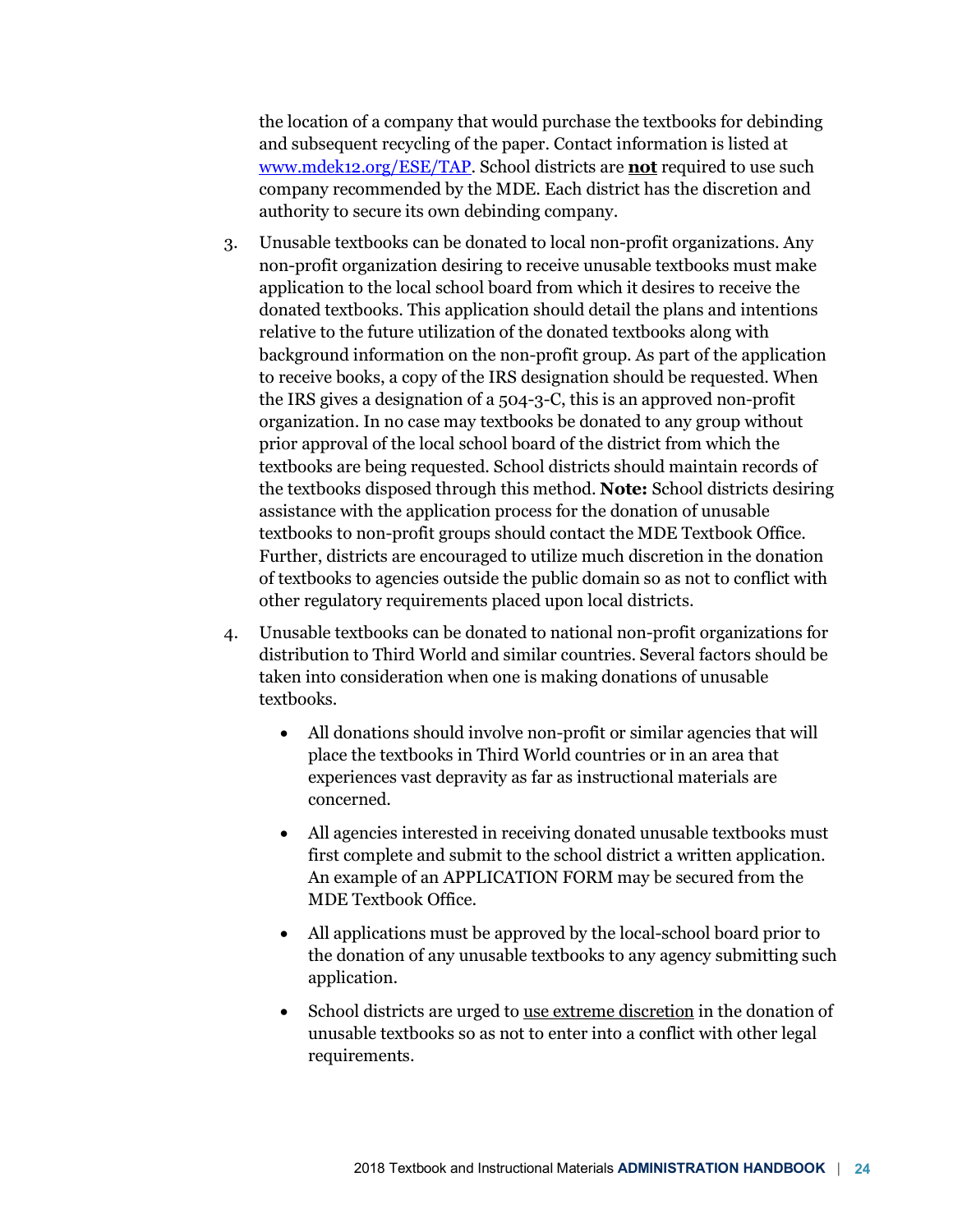the location of a company that would purchase the textbooks for debinding and subsequent recycling of the paper. Contact information is listed at [www.mdek12.org/ESE/TAP](http://www.mdek12.org/ESE/TAP). School districts are **not** required to use such company recommended by the MDE. Each district has the discretion and authority to secure its own debinding company.

3. Unusable textbooks can be donated to local non-profit organizations. Any non-profit organization desiring to receive unusable textbooks must make application to the local school board from which it desires to receive the donated textbooks. This application should detail the plans and intentions relative to the future utilization of the donated textbooks along with background information on the non-profit group. As part of the application to receive books, a copy of the IRS designation should be requested. When the IRS gives a designation of a 504-3-C, this is an approved non-profit organization. In no case may textbooks be donated to any group without prior approval of the local school board of the district from which the textbooks are being requested. School districts should maintain records of the textbooks disposed through this method. **Note:** School districts desiring assistance with the application process for the donation of unusable textbooks to non-profit groups should contact the MDE Textbook Office. Further, districts are encouraged to utilize much discretion in the donation of textbooks to agencies outside the public domain so as not to conflict with other regulatory requirements placed upon local districts.

4. Unusable textbooks can be donated to national non-profit organizations for distribution to Third World and similar countries. Several factors should be taken into consideration when one is making donations of unusable textbooks.

   - All donations should involve non-profit or similar agencies that will place the textbooks in Third World countries or in an area that experiences vast depravity as far as instructional materials are concerned.
   - All agencies interested in receiving donated unusable textbooks must first complete and submit to the school district a written application. An example of an APPLICATION FORM may be secured from the MDE Textbook Office.
   - All applications must be approved by the local-school board prior to the donation of any unusable textbooks to any agency submitting such application.
   - School districts are urged to <u>use extreme discretion</u> in the donation of unusable textbooks so as not to enter into a conflict with other legal requirements.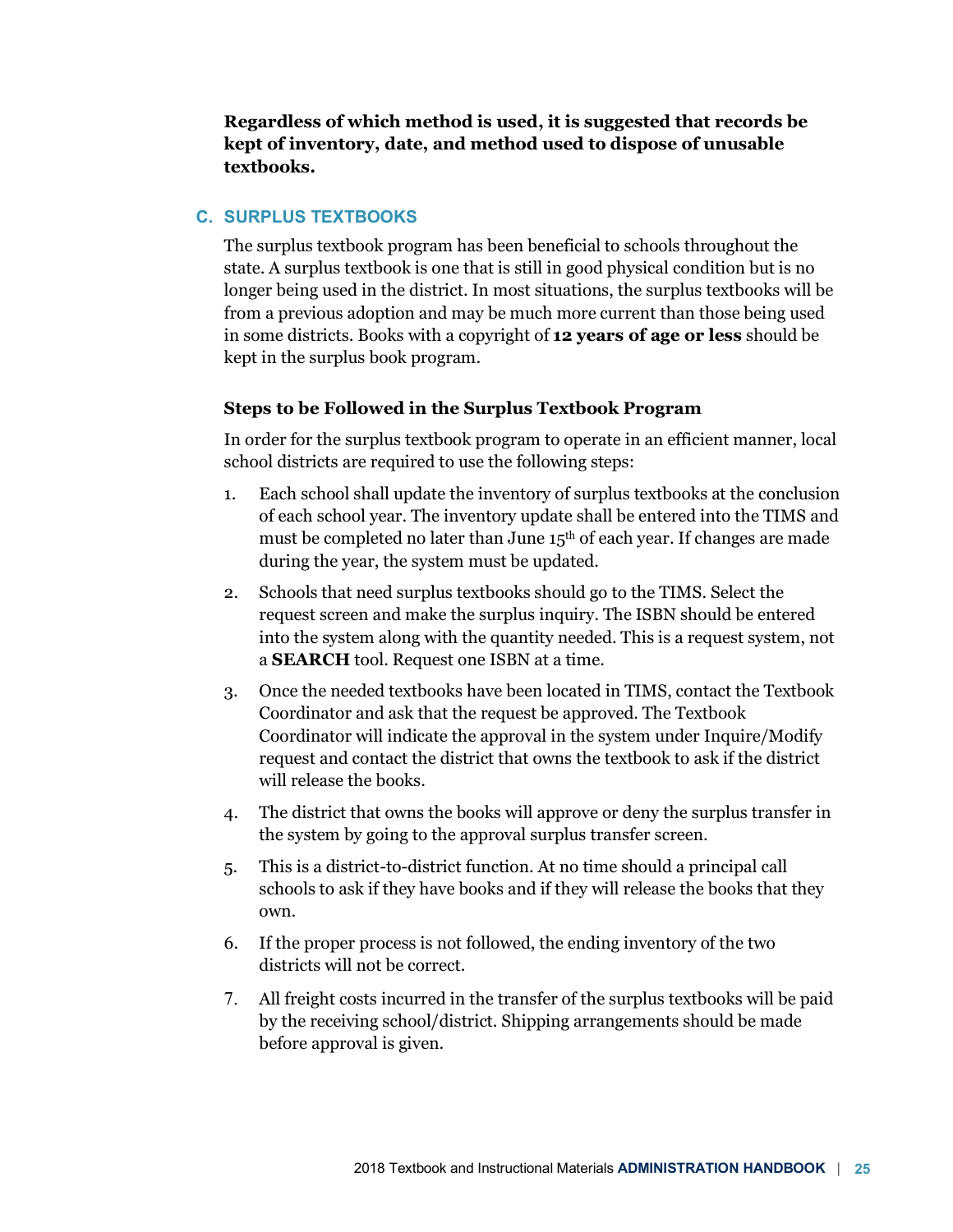**Regardless of which method is used, it is suggested that records be kept of inventory, date, and method used to dispose of unusable textbooks.**

## C. SURPLUS TEXTBOOKS

The surplus textbook program has been beneficial to schools throughout the state. A surplus textbook is one that is still in good physical condition but is no longer being used in the district. In most situations, the surplus textbooks will be from a previous adoption and may be much more current than those being used in some districts. Books with a copyright of **12 years of age or less** should be kept in the surplus book program.

### Steps to be Followed in the Surplus Textbook Program

In order for the surplus textbook program to operate in an efficient manner, local school districts are required to use the following steps:

1. Each school shall update the inventory of surplus textbooks at the conclusion of each school year. The inventory update shall be entered into the TIMS and must be completed no later than June 15th of each year. If changes are made during the year, the system must be updated.
2. Schools that need surplus textbooks should go to the TIMS. Select the request screen and make the surplus inquiry. The ISBN should be entered into the system along with the quantity needed. This is a request system, not a **SEARCH** tool. Request one ISBN at a time.
3. Once the needed textbooks have been located in TIMS, contact the Textbook Coordinator and ask that the request be approved. The Textbook Coordinator will indicate the approval in the system under Inquire/Modify request and contact the district that owns the textbook to ask if the district will release the books.
4. The district that owns the books will approve or deny the surplus transfer in the system by going to the approval surplus transfer screen.
5. This is a district-to-district function. At no time should a principal call schools to ask if they have books and if they will release the books that they own.
6. If the proper process is not followed, the ending inventory of the two districts will not be correct.
7. All freight costs incurred in the transfer of the surplus textbooks will be paid by the receiving school/district. Shipping arrangements should be made before approval is given.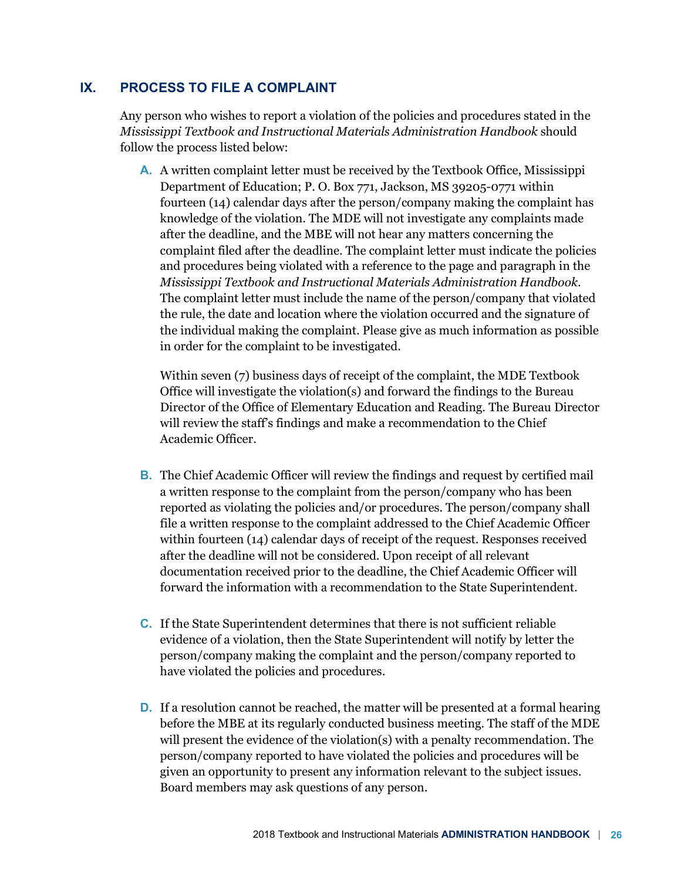## IX. PROCESS TO FILE A COMPLAINT

Any person who wishes to report a violation of the policies and procedures stated in the *Mississippi Textbook and Instructional Materials Administration Handbook* should follow the process listed below:

**A.** A written complaint letter must be received by the Textbook Office, Mississippi Department of Education; P. O. Box 771, Jackson, MS 39205-0771 within fourteen (14) calendar days after the person/company making the complaint has knowledge of the violation. The MDE will not investigate any complaints made after the deadline, and the MBE will not hear any matters concerning the complaint filed after the deadline. The complaint letter must indicate the policies and procedures being violated with a reference to the page and paragraph in the *Mississippi Textbook and Instructional Materials Administration Handbook*. The complaint letter must include the name of the person/company that violated the rule, the date and location where the violation occurred and the signature of the individual making the complaint. Please give as much information as possible in order for the complaint to be investigated.

Within seven (7) business days of receipt of the complaint, the MDE Textbook Office will investigate the violation(s) and forward the findings to the Bureau Director of the Office of Elementary Education and Reading. The Bureau Director will review the staff's findings and make a recommendation to the Chief Academic Officer.

**B.** The Chief Academic Officer will review the findings and request by certified mail a written response to the complaint from the person/company who has been reported as violating the policies and/or procedures. The person/company shall file a written response to the complaint addressed to the Chief Academic Officer within fourteen (14) calendar days of receipt of the request. Responses received after the deadline will not be considered. Upon receipt of all relevant documentation received prior to the deadline, the Chief Academic Officer will forward the information with a recommendation to the State Superintendent.

**C.** If the State Superintendent determines that there is not sufficient reliable evidence of a violation, then the State Superintendent will notify by letter the person/company making the complaint and the person/company reported to have violated the policies and procedures.

**D.** If a resolution cannot be reached, the matter will be presented at a formal hearing before the MBE at its regularly conducted business meeting. The staff of the MDE will present the evidence of the violation(s) with a penalty recommendation. The person/company reported to have violated the policies and procedures will be given an opportunity to present any information relevant to the subject issues. Board members may ask questions of any person.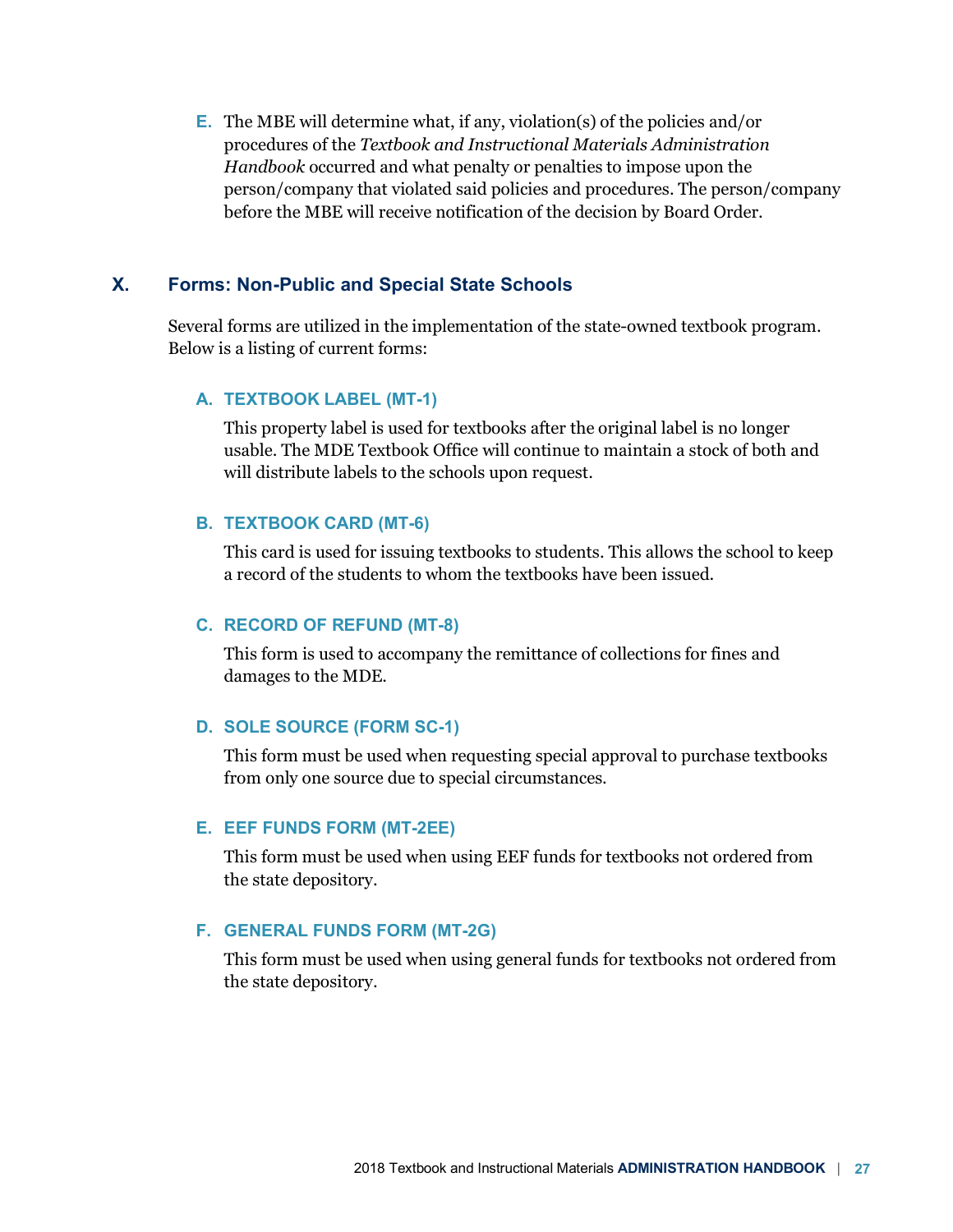E. The MBE will determine what, if any, violation(s) of the policies and/or procedures of the *Textbook and Instructional Materials Administration Handbook* occurred and what penalty or penalties to impose upon the person/company that violated said policies and procedures. The person/company before the MBE will receive notification of the decision by Board Order.

## X. Forms: Non-Public and Special State Schools

Several forms are utilized in the implementation of the state-owned textbook program. Below is a listing of current forms:

### A. TEXTBOOK LABEL (MT-1)

This property label is used for textbooks after the original label is no longer usable. The MDE Textbook Office will continue to maintain a stock of both and will distribute labels to the schools upon request.

### B. TEXTBOOK CARD (MT-6)

This card is used for issuing textbooks to students. This allows the school to keep a record of the students to whom the textbooks have been issued.

### C. RECORD OF REFUND (MT-8)

This form is used to accompany the remittance of collections for fines and damages to the MDE.

### D. SOLE SOURCE (FORM SC-1)

This form must be used when requesting special approval to purchase textbooks from only one source due to special circumstances.

### E. EEF FUNDS FORM (MT-2EE)

This form must be used when using EEF funds for textbooks not ordered from the state depository.

### F. GENERAL FUNDS FORM (MT-2G)

This form must be used when using general funds for textbooks not ordered from the state depository.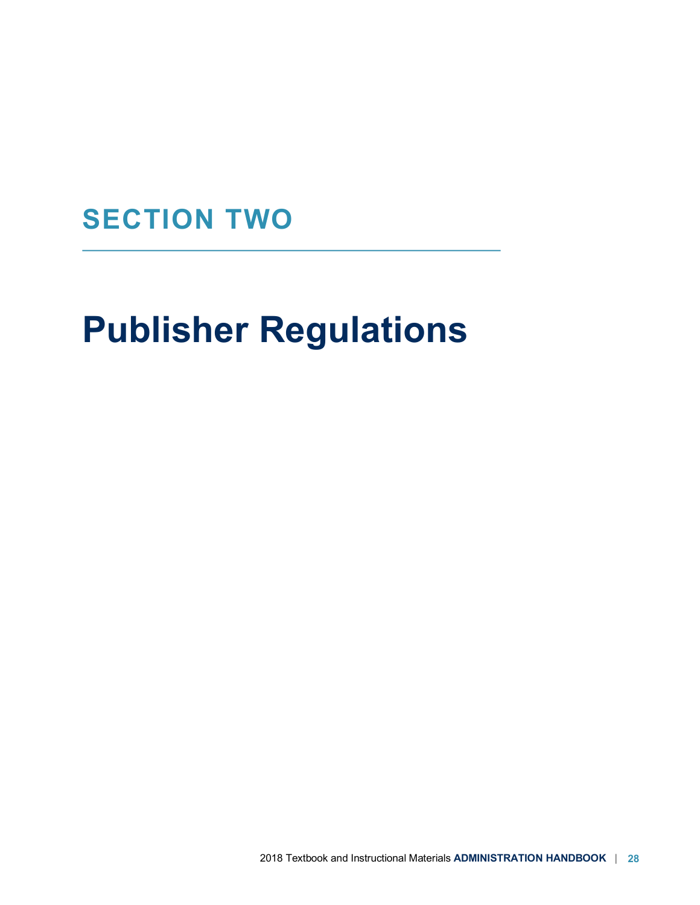## SECTION TWO

# Publisher Regulations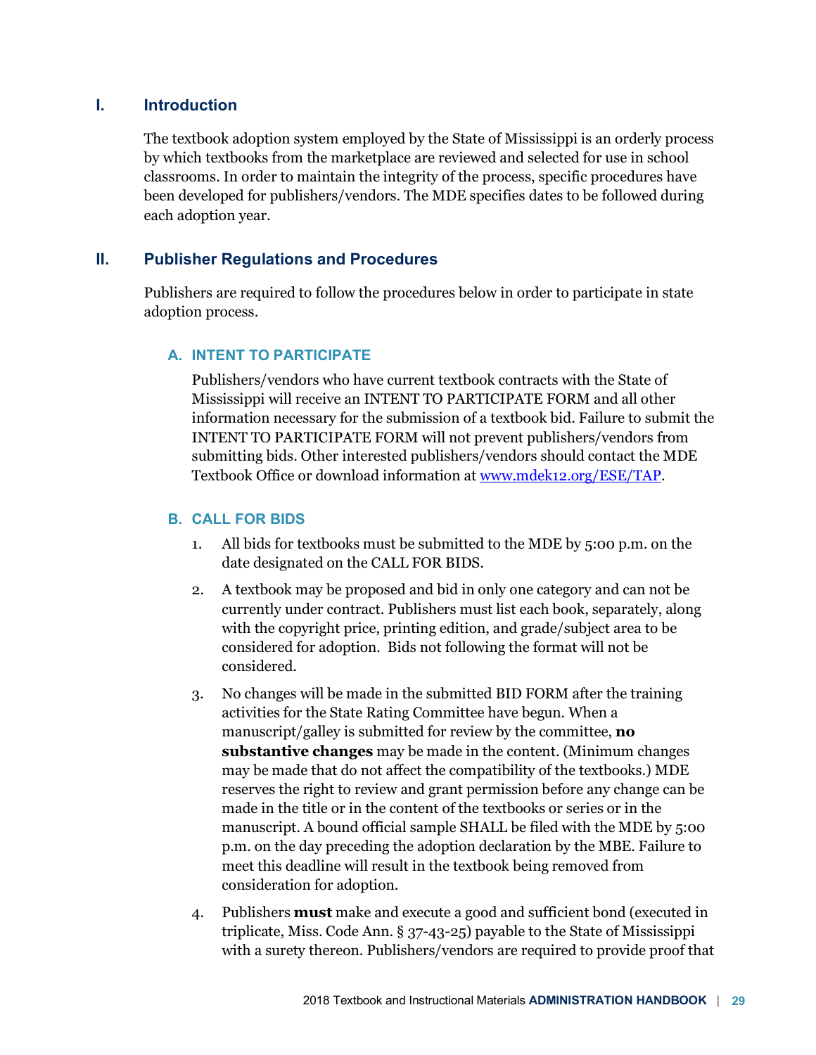## I. Introduction

The textbook adoption system employed by the State of Mississippi is an orderly process by which textbooks from the marketplace are reviewed and selected for use in school classrooms. In order to maintain the integrity of the process, specific procedures have been developed for publishers/vendors. The MDE specifies dates to be followed during each adoption year.

## II. Publisher Regulations and Procedures

Publishers are required to follow the procedures below in order to participate in state adoption process.

### A. INTENT TO PARTICIPATE

Publishers/vendors who have current textbook contracts with the State of Mississippi will receive an INTENT TO PARTICIPATE FORM and all other information necessary for the submission of a textbook bid. Failure to submit the INTENT TO PARTICIPATE FORM will not prevent publishers/vendors from submitting bids. Other interested publishers/vendors should contact the MDE Textbook Office or download information at [www.mdek12.org/ESE/TAP](www.mdek12.org/ESE/TAP).

### B. CALL FOR BIDS

1. All bids for textbooks must be submitted to the MDE by 5:00 p.m. on the date designated on the CALL FOR BIDS.
2. A textbook may be proposed and bid in only one category and can not be currently under contract. Publishers must list each book, separately, along with the copyright price, printing edition, and grade/subject area to be considered for adoption. Bids not following the format will not be considered.
3. No changes will be made in the submitted BID FORM after the training activities for the State Rating Committee have begun. When a manuscript/galley is submitted for review by the committee, **no substantive changes** may be made in the content. (Minimum changes may be made that do not affect the compatibility of the textbooks.) MDE reserves the right to review and grant permission before any change can be made in the title or in the content of the textbooks or series or in the manuscript. A bound official sample SHALL be filed with the MDE by 5:00 p.m. on the day preceding the adoption declaration by the MBE. Failure to meet this deadline will result in the textbook being removed from consideration for adoption.
4. Publishers **must** make and execute a good and sufficient bond (executed in triplicate, Miss. Code Ann. § 37-43-25) payable to the State of Mississippi with a surety thereon. Publishers/vendors are required to provide proof that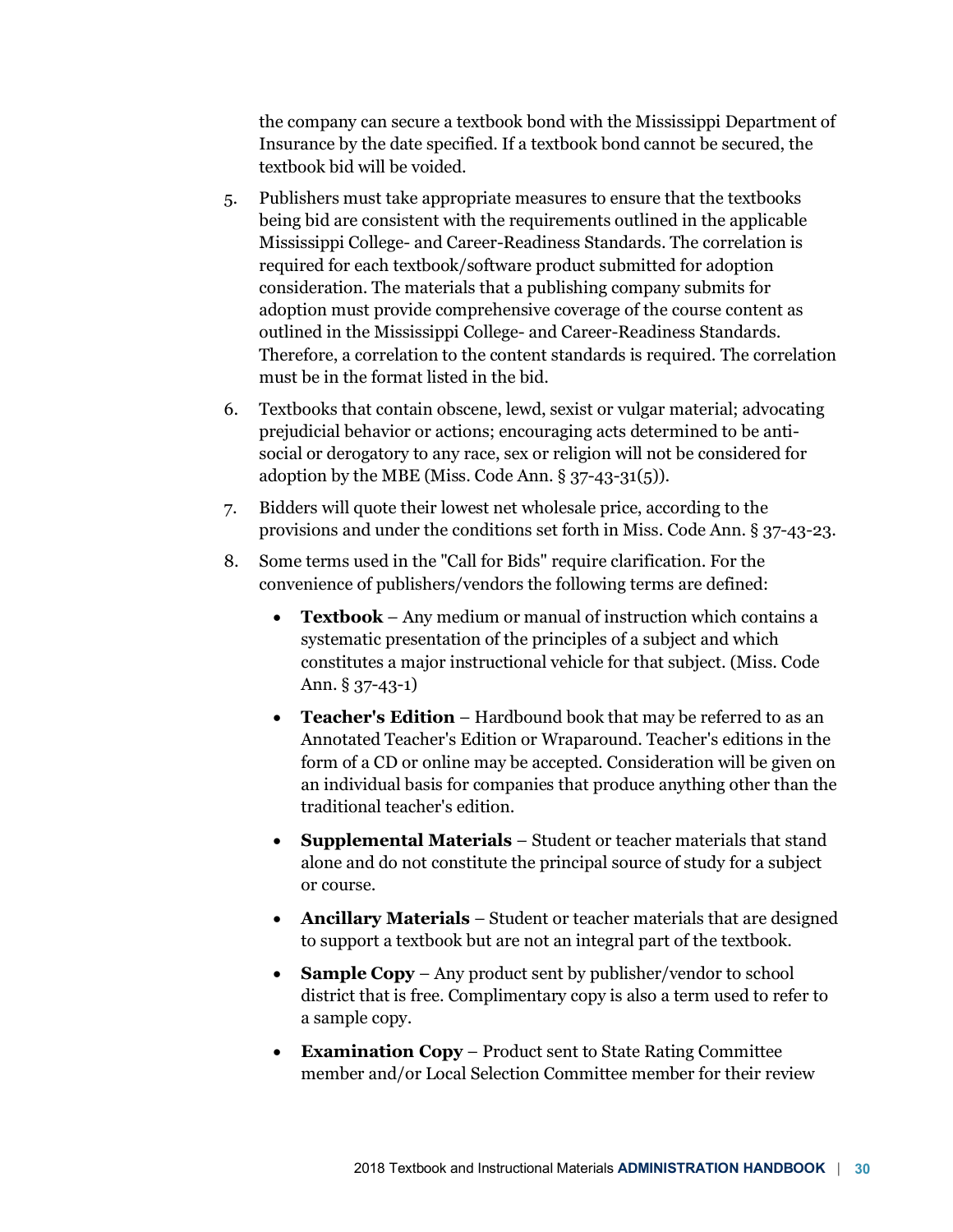the company can secure a textbook bond with the Mississippi Department of Insurance by the date specified. If a textbook bond cannot be secured, the textbook bid will be voided.

5. Publishers must take appropriate measures to ensure that the textbooks being bid are consistent with the requirements outlined in the applicable Mississippi College- and Career-Readiness Standards. The correlation is required for each textbook/software product submitted for adoption consideration. The materials that a publishing company submits for adoption must provide comprehensive coverage of the course content as outlined in the Mississippi College- and Career-Readiness Standards. Therefore, a correlation to the content standards is required. The correlation must be in the format listed in the bid.
6. Textbooks that contain obscene, lewd, sexist or vulgar material; advocating prejudicial behavior or actions; encouraging acts determined to be anti-social or derogatory to any race, sex or religion will not be considered for adoption by the MBE (Miss. Code Ann. § 37-43-31(5)).
7. Bidders will quote their lowest net wholesale price, according to the provisions and under the conditions set forth in Miss. Code Ann. § 37-43-23.
8. Some terms used in the "Call for Bids" require clarification. For the convenience of publishers/vendors the following terms are defined:
   - **Textbook** – Any medium or manual of instruction which contains a systematic presentation of the principles of a subject and which constitutes a major instructional vehicle for that subject. (Miss. Code Ann. § 37-43-1)
   - **Teacher's Edition** – Hardbound book that may be referred to as an Annotated Teacher's Edition or Wraparound. Teacher's editions in the form of a CD or online may be accepted. Consideration will be given on an individual basis for companies that produce anything other than the traditional teacher's edition.
   - **Supplemental Materials** – Student or teacher materials that stand alone and do not constitute the principal source of study for a subject or course.
   - **Ancillary Materials** – Student or teacher materials that are designed to support a textbook but are not an integral part of the textbook.
   - **Sample Copy** – Any product sent by publisher/vendor to school district that is free. Complimentary copy is also a term used to refer to a sample copy.
   - **Examination Copy** – Product sent to State Rating Committee member and/or Local Selection Committee member for their review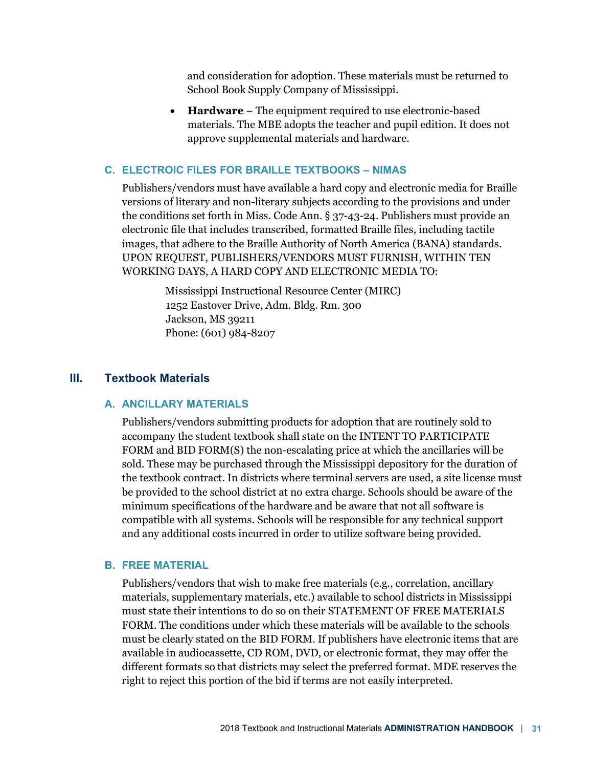and consideration for adoption. These materials must be returned to School Book Supply Company of Mississippi.

- **Hardware** – The equipment required to use electronic-based materials. The MBE adopts the teacher and pupil edition. It does not approve supplemental materials and hardware.

### C. ELECTROIC FILES FOR BRAILLE TEXTBOOKS – NIMAS

Publishers/vendors must have available a hard copy and electronic media for Braille versions of literary and non-literary subjects according to the provisions and under the conditions set forth in Miss. Code Ann. § 37-43-24. Publishers must provide an electronic file that includes transcribed, formatted Braille files, including tactile images, that adhere to the Braille Authority of North America (BANA) standards. UPON REQUEST, PUBLISHERS/VENDORS MUST FURNISH, WITHIN TEN WORKING DAYS, A HARD COPY AND ELECTRONIC MEDIA TO:

Mississippi Instructional Resource Center (MIRC)
1252 Eastover Drive, Adm. Bldg. Rm. 300
Jackson, MS 39211
Phone: (601) 984-8207

## III. Textbook Materials

### A. ANCILLARY MATERIALS

Publishers/vendors submitting products for adoption that are routinely sold to accompany the student textbook shall state on the INTENT TO PARTICIPATE FORM and BID FORM(S) the non-escalating price at which the ancillaries will be sold. These may be purchased through the Mississippi depository for the duration of the textbook contract. In districts where terminal servers are used, a site license must be provided to the school district at no extra charge. Schools should be aware of the minimum specifications of the hardware and be aware that not all software is compatible with all systems. Schools will be responsible for any technical support and any additional costs incurred in order to utilize software being provided.

### B. FREE MATERIAL

Publishers/vendors that wish to make free materials (e.g., correlation, ancillary materials, supplementary materials, etc.) available to school districts in Mississippi must state their intentions to do so on their STATEMENT OF FREE MATERIALS FORM. The conditions under which these materials will be available to the schools must be clearly stated on the BID FORM. If publishers have electronic items that are available in audiocassette, CD ROM, DVD, or electronic format, they may offer the different formats so that districts may select the preferred format. MDE reserves the right to reject this portion of the bid if terms are not easily interpreted.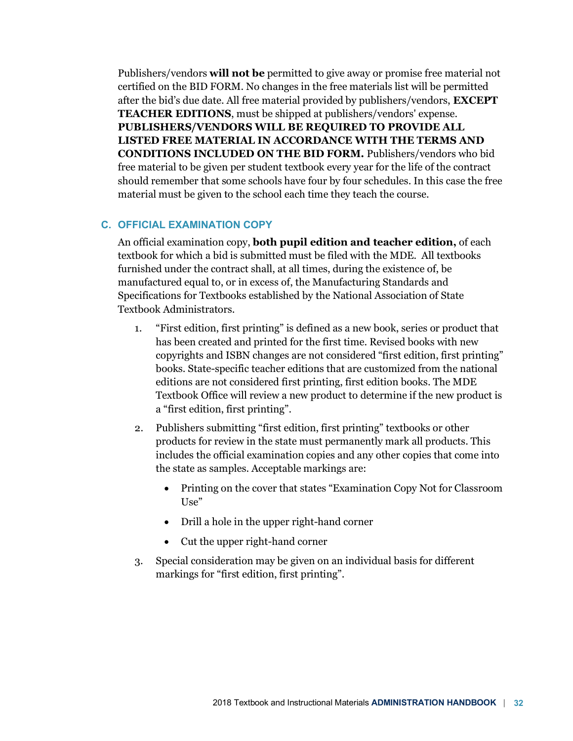Publishers/vendors **will not be** permitted to give away or promise free material not certified on the BID FORM. No changes in the free materials list will be permitted after the bid's due date. All free material provided by publishers/vendors, **EXCEPT TEACHER EDITIONS**, must be shipped at publishers/vendors' expense. **PUBLISHERS/VENDORS WILL BE REQUIRED TO PROVIDE ALL LISTED FREE MATERIAL IN ACCORDANCE WITH THE TERMS AND CONDITIONS INCLUDED ON THE BID FORM.** Publishers/vendors who bid free material to be given per student textbook every year for the life of the contract should remember that some schools have four by four schedules. In this case the free material must be given to the school each time they teach the course.

### C. OFFICIAL EXAMINATION COPY

An official examination copy, **both pupil edition and teacher edition,** of each textbook for which a bid is submitted must be filed with the MDE. All textbooks furnished under the contract shall, at all times, during the existence of, be manufactured equal to, or in excess of, the Manufacturing Standards and Specifications for Textbooks established by the National Association of State Textbook Administrators.

1. "First edition, first printing" is defined as a new book, series or product that has been created and printed for the first time. Revised books with new copyrights and ISBN changes are not considered "first edition, first printing" books. State-specific teacher editions that are customized from the national editions are not considered first printing, first edition books. The MDE Textbook Office will review a new product to determine if the new product is a "first edition, first printing".
2. Publishers submitting "first edition, first printing" textbooks or other products for review in the state must permanently mark all products. This includes the official examination copies and any other copies that come into the state as samples. Acceptable markings are:
   - Printing on the cover that states "Examination Copy Not for Classroom Use"
   - Drill a hole in the upper right-hand corner
   - Cut the upper right-hand corner
3. Special consideration may be given on an individual basis for different markings for "first edition, first printing".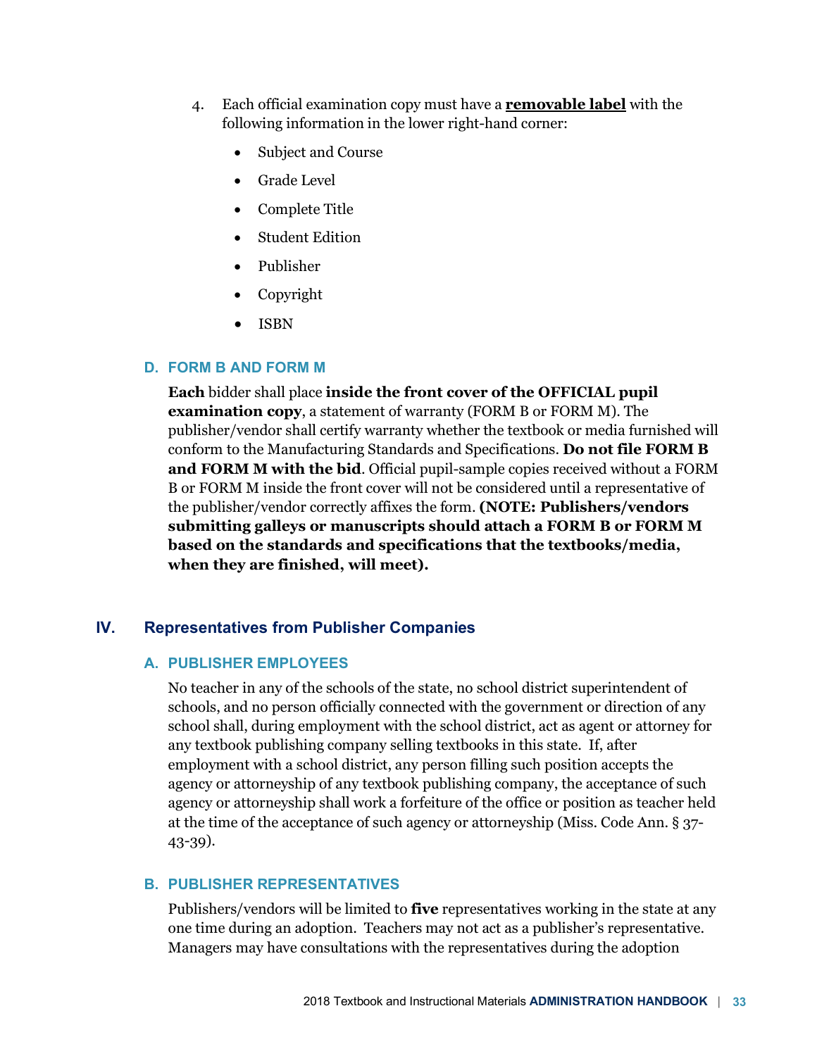4. Each official examination copy must have a **<u>removable label</u>** with the following information in the lower right-hand corner:
    - Subject and Course
    - Grade Level
    - Complete Title
    - Student Edition
    - Publisher
    - Copyright
    - ISBN

### D. FORM B AND FORM M

**Each** bidder shall place **inside the front cover of the OFFICIAL pupil examination copy**, a statement of warranty (FORM B or FORM M). The publisher/vendor shall certify warranty whether the textbook or media furnished will conform to the Manufacturing Standards and Specifications. **Do not file FORM B and FORM M with the bid**. Official pupil-sample copies received without a FORM B or FORM M inside the front cover will not be considered until a representative of the publisher/vendor correctly affixes the form. **(NOTE: Publishers/vendors submitting galleys or manuscripts should attach a FORM B or FORM M based on the standards and specifications that the textbooks/media, when they are finished, will meet).**

## IV. Representatives from Publisher Companies

### A. PUBLISHER EMPLOYEES

No teacher in any of the schools of the state, no school district superintendent of schools, and no person officially connected with the government or direction of any school shall, during employment with the school district, act as agent or attorney for any textbook publishing company selling textbooks in this state. If, after employment with a school district, any person filling such position accepts the agency or attorneyship of any textbook publishing company, the acceptance of such agency or attorneyship shall work a forfeiture of the office or position as teacher held at the time of the acceptance of such agency or attorneyship (Miss. Code Ann. § 37-43-39).

### B. PUBLISHER REPRESENTATIVES

Publishers/vendors will be limited to **five** representatives working in the state at any one time during an adoption. Teachers may not act as a publisher's representative. Managers may have consultations with the representatives during the adoption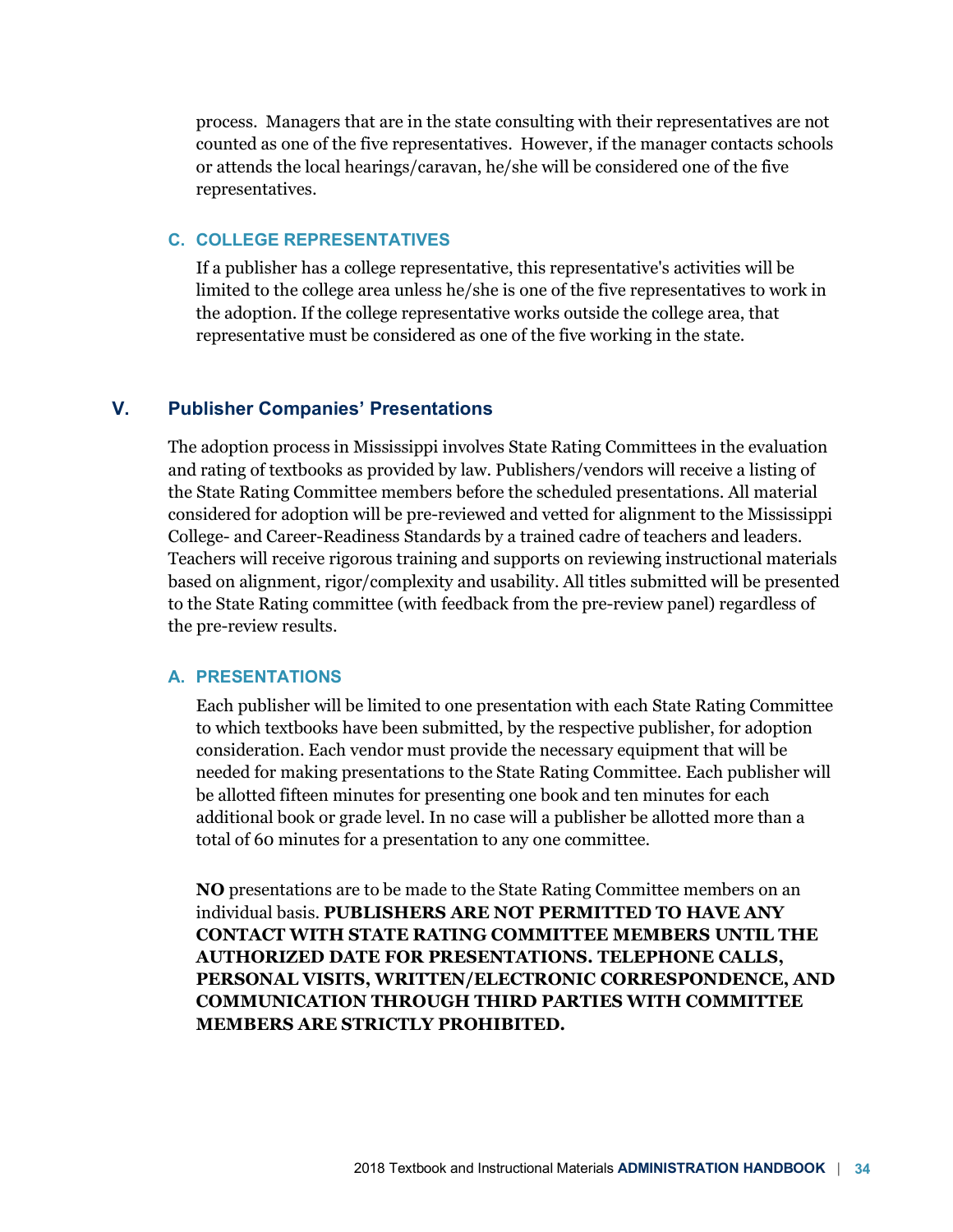process. Managers that are in the state consulting with their representatives are not counted as one of the five representatives. However, if the manager contacts schools or attends the local hearings/caravan, he/she will be considered one of the five representatives.

### C. COLLEGE REPRESENTATIVES

If a publisher has a college representative, this representative's activities will be limited to the college area unless he/she is one of the five representatives to work in the adoption. If the college representative works outside the college area, that representative must be considered as one of the five working in the state.

## V. Publisher Companies' Presentations

The adoption process in Mississippi involves State Rating Committees in the evaluation and rating of textbooks as provided by law. Publishers/vendors will receive a listing of the State Rating Committee members before the scheduled presentations. All material considered for adoption will be pre-reviewed and vetted for alignment to the Mississippi College- and Career-Readiness Standards by a trained cadre of teachers and leaders. Teachers will receive rigorous training and supports on reviewing instructional materials based on alignment, rigor/complexity and usability. All titles submitted will be presented to the State Rating committee (with feedback from the pre-review panel) regardless of the pre-review results.

### A. PRESENTATIONS

Each publisher will be limited to one presentation with each State Rating Committee to which textbooks have been submitted, by the respective publisher, for adoption consideration. Each vendor must provide the necessary equipment that will be needed for making presentations to the State Rating Committee. Each publisher will be allotted fifteen minutes for presenting one book and ten minutes for each additional book or grade level. In no case will a publisher be allotted more than a total of 60 minutes for a presentation to any one committee.

**NO** presentations are to be made to the State Rating Committee members on an individual basis. **PUBLISHERS ARE NOT PERMITTED TO HAVE ANY CONTACT WITH STATE RATING COMMITTEE MEMBERS UNTIL THE AUTHORIZED DATE FOR PRESENTATIONS. TELEPHONE CALLS, PERSONAL VISITS, WRITTEN/ELECTRONIC CORRESPONDENCE, AND COMMUNICATION THROUGH THIRD PARTIES WITH COMMITTEE MEMBERS ARE STRICTLY PROHIBITED.**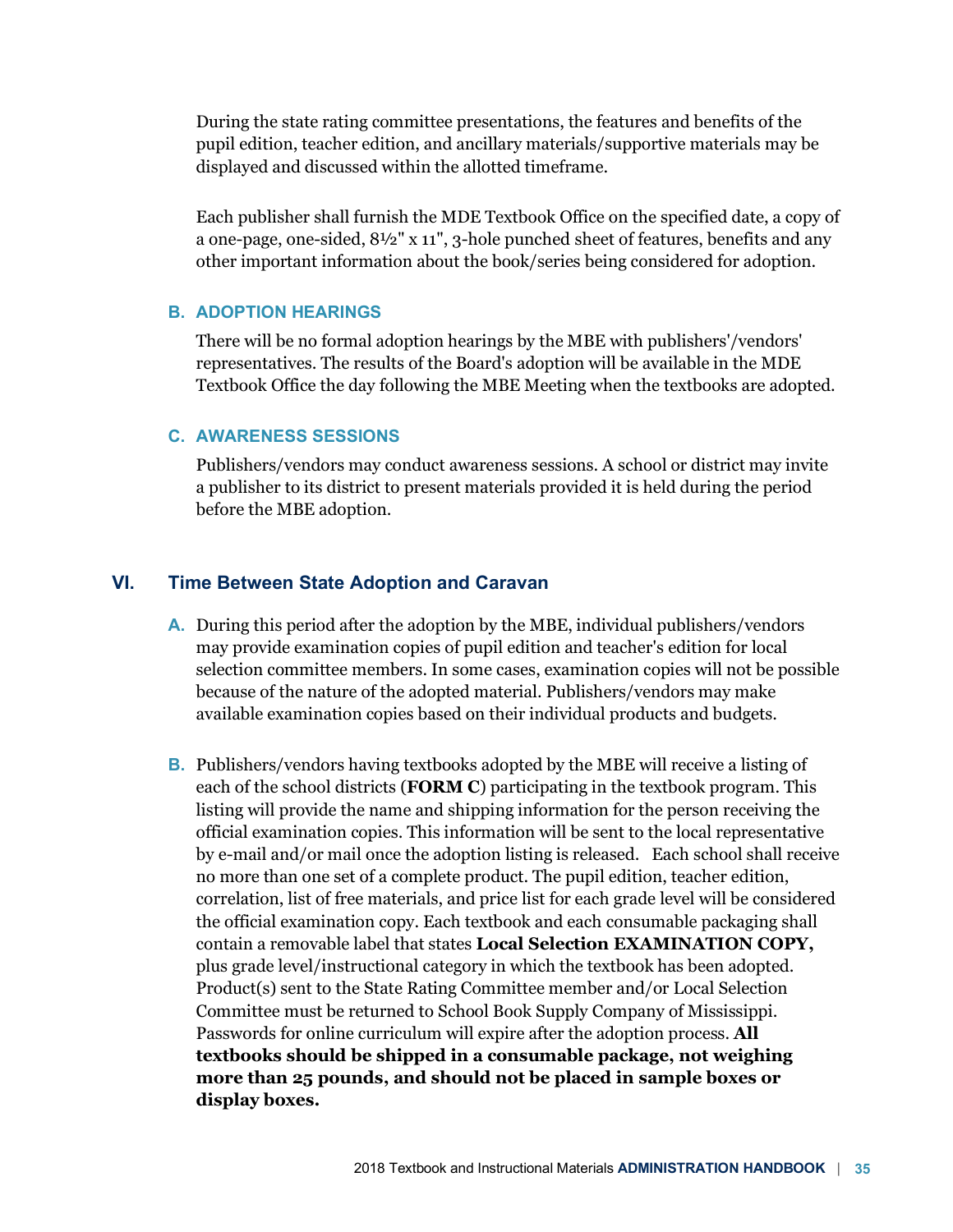During the state rating committee presentations, the features and benefits of the pupil edition, teacher edition, and ancillary materials/supportive materials may be displayed and discussed within the allotted timeframe.

Each publisher shall furnish the MDE Textbook Office on the specified date, a copy of a one-page, one-sided, 8½" x 11", 3-hole punched sheet of features, benefits and any other important information about the book/series being considered for adoption.

### B. ADOPTION HEARINGS

There will be no formal adoption hearings by the MBE with publishers'/vendors' representatives. The results of the Board's adoption will be available in the MDE Textbook Office the day following the MBE Meeting when the textbooks are adopted.

### C. AWARENESS SESSIONS

Publishers/vendors may conduct awareness sessions. A school or district may invite a publisher to its district to present materials provided it is held during the period before the MBE adoption.

## VI. Time Between State Adoption and Caravan

**A.** During this period after the adoption by the MBE, individual publishers/vendors may provide examination copies of pupil edition and teacher's edition for local selection committee members. In some cases, examination copies will not be possible because of the nature of the adopted material. Publishers/vendors may make available examination copies based on their individual products and budgets.

**B.** Publishers/vendors having textbooks adopted by the MBE will receive a listing of each of the school districts (**FORM C**) participating in the textbook program. This listing will provide the name and shipping information for the person receiving the official examination copies. This information will be sent to the local representative by e-mail and/or mail once the adoption listing is released. Each school shall receive no more than one set of a complete product. The pupil edition, teacher edition, correlation, list of free materials, and price list for each grade level will be considered the official examination copy. Each textbook and each consumable packaging shall contain a removable label that states **Local Selection EXAMINATION COPY,** plus grade level/instructional category in which the textbook has been adopted. Product(s) sent to the State Rating Committee member and/or Local Selection Committee must be returned to School Book Supply Company of Mississippi. Passwords for online curriculum will expire after the adoption process. **All textbooks should be shipped in a consumable package, not weighing more than 25 pounds, and should not be placed in sample boxes or display boxes.**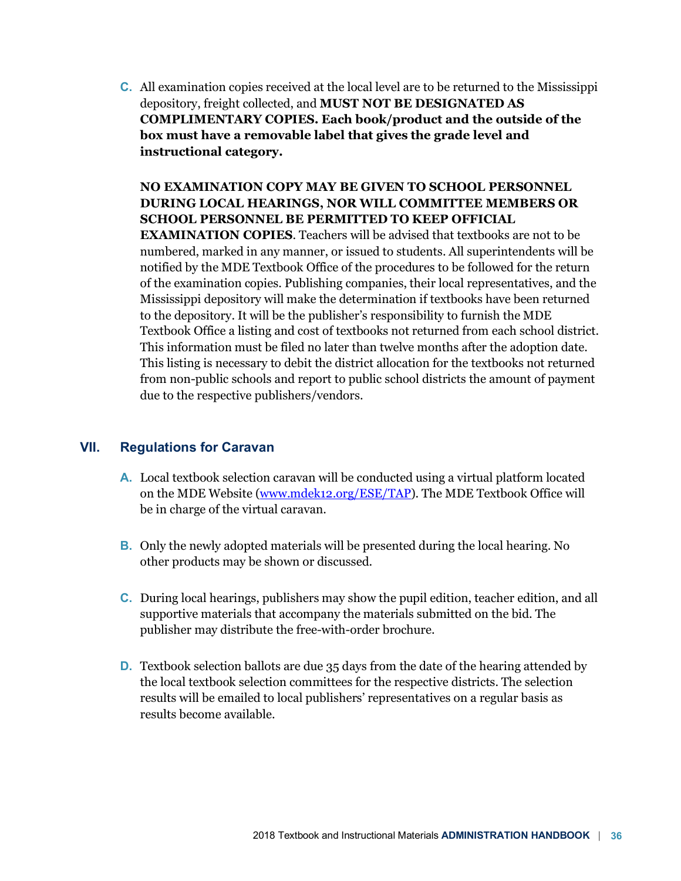C. All examination copies received at the local level are to be returned to the Mississippi depository, freight collected, and **MUST NOT BE DESIGNATED AS COMPLIMENTARY COPIES. Each book/product and the outside of the box must have a removable label that gives the grade level and instructional category.**

**NO EXAMINATION COPY MAY BE GIVEN TO SCHOOL PERSONNEL DURING LOCAL HEARINGS, NOR WILL COMMITTEE MEMBERS OR SCHOOL PERSONNEL BE PERMITTED TO KEEP OFFICIAL EXAMINATION COPIES**. Teachers will be advised that textbooks are not to be numbered, marked in any manner, or issued to students. All superintendents will be notified by the MDE Textbook Office of the procedures to be followed for the return of the examination copies. Publishing companies, their local representatives, and the Mississippi depository will make the determination if textbooks have been returned to the depository. It will be the publisher's responsibility to furnish the MDE Textbook Office a listing and cost of textbooks not returned from each school district. This information must be filed no later than twelve months after the adoption date. This listing is necessary to debit the district allocation for the textbooks not returned from non-public schools and report to public school districts the amount of payment due to the respective publishers/vendors.

## VII. Regulations for Caravan

A. Local textbook selection caravan will be conducted using a virtual platform located on the MDE Website (www.mdek12.org/ESE/TAP). The MDE Textbook Office will be in charge of the virtual caravan.

B. Only the newly adopted materials will be presented during the local hearing. No other products may be shown or discussed.

C. During local hearings, publishers may show the pupil edition, teacher edition, and all supportive materials that accompany the materials submitted on the bid. The publisher may distribute the free-with-order brochure.

D. Textbook selection ballots are due 35 days from the date of the hearing attended by the local textbook selection committees for the respective districts. The selection results will be emailed to local publishers' representatives on a regular basis as results become available.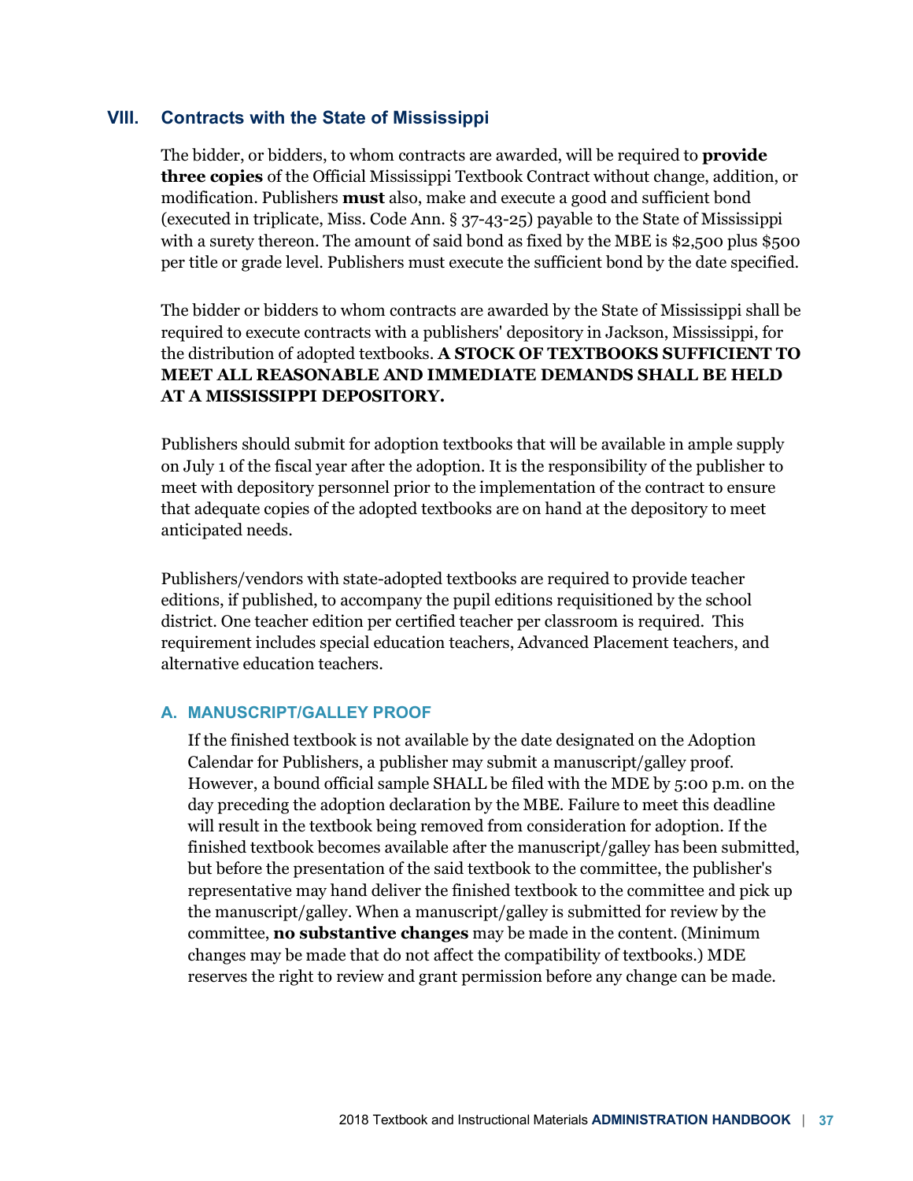## VIII. Contracts with the State of Mississippi

The bidder, or bidders, to whom contracts are awarded, will be required to **provide three copies** of the Official Mississippi Textbook Contract without change, addition, or modification. Publishers **must** also, make and execute a good and sufficient bond (executed in triplicate, Miss. Code Ann. § 37-43-25) payable to the State of Mississippi with a surety thereon. The amount of said bond as fixed by the MBE is $2,500 plus $500 per title or grade level. Publishers must execute the sufficient bond by the date specified.

The bidder or bidders to whom contracts are awarded by the State of Mississippi shall be required to execute contracts with a publishers' depository in Jackson, Mississippi, for the distribution of adopted textbooks. **A STOCK OF TEXTBOOKS SUFFICIENT TO MEET ALL REASONABLE AND IMMEDIATE DEMANDS SHALL BE HELD AT A MISSISSIPPI DEPOSITORY.**

Publishers should submit for adoption textbooks that will be available in ample supply on July 1 of the fiscal year after the adoption. It is the responsibility of the publisher to meet with depository personnel prior to the implementation of the contract to ensure that adequate copies of the adopted textbooks are on hand at the depository to meet anticipated needs.

Publishers/vendors with state-adopted textbooks are required to provide teacher editions, if published, to accompany the pupil editions requisitioned by the school district. One teacher edition per certified teacher per classroom is required. This requirement includes special education teachers, Advanced Placement teachers, and alternative education teachers.

### A. MANUSCRIPT/GALLEY PROOF

If the finished textbook is not available by the date designated on the Adoption Calendar for Publishers, a publisher may submit a manuscript/galley proof. However, a bound official sample SHALL be filed with the MDE by 5:00 p.m. on the day preceding the adoption declaration by the MBE. Failure to meet this deadline will result in the textbook being removed from consideration for adoption. If the finished textbook becomes available after the manuscript/galley has been submitted, but before the presentation of the said textbook to the committee, the publisher's representative may hand deliver the finished textbook to the committee and pick up the manuscript/galley. When a manuscript/galley is submitted for review by the committee, **no substantive changes** may be made in the content. (Minimum changes may be made that do not affect the compatibility of textbooks.) MDE reserves the right to review and grant permission before any change can be made.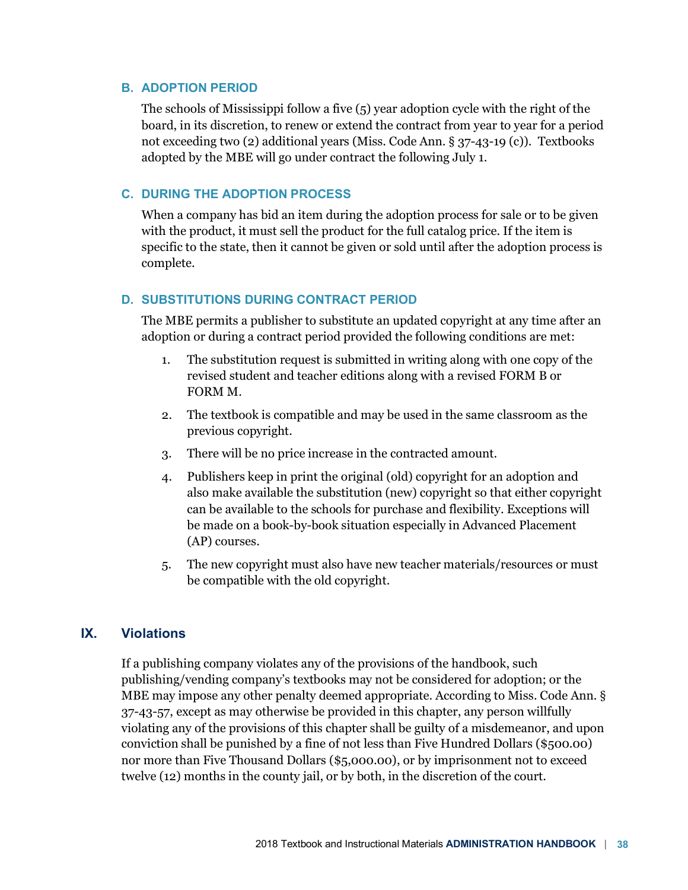### B. ADOPTION PERIOD

The schools of Mississippi follow a five (5) year adoption cycle with the right of the board, in its discretion, to renew or extend the contract from year to year for a period not exceeding two (2) additional years (Miss. Code Ann. § 37-43-19 (c)). Textbooks adopted by the MBE will go under contract the following July 1.

### C. DURING THE ADOPTION PROCESS

When a company has bid an item during the adoption process for sale or to be given with the product, it must sell the product for the full catalog price. If the item is specific to the state, then it cannot be given or sold until after the adoption process is complete.

### D. SUBSTITUTIONS DURING CONTRACT PERIOD

The MBE permits a publisher to substitute an updated copyright at any time after an adoption or during a contract period provided the following conditions are met:

1. The substitution request is submitted in writing along with one copy of the revised student and teacher editions along with a revised FORM B or FORM M.
2. The textbook is compatible and may be used in the same classroom as the previous copyright.
3. There will be no price increase in the contracted amount.
4. Publishers keep in print the original (old) copyright for an adoption and also make available the substitution (new) copyright so that either copyright can be available to the schools for purchase and flexibility. Exceptions will be made on a book-by-book situation especially in Advanced Placement (AP) courses.
5. The new copyright must also have new teacher materials/resources or must be compatible with the old copyright.

## IX. Violations

If a publishing company violates any of the provisions of the handbook, such publishing/vending company's textbooks may not be considered for adoption; or the MBE may impose any other penalty deemed appropriate. According to Miss. Code Ann. § 37-43-57, except as may otherwise be provided in this chapter, any person willfully violating any of the provisions of this chapter shall be guilty of a misdemeanor, and upon conviction shall be punished by a fine of not less than Five Hundred Dollars ($500.00) nor more than Five Thousand Dollars ($5,000.00), or by imprisonment not to exceed twelve (12) months in the county jail, or by both, in the discretion of the court.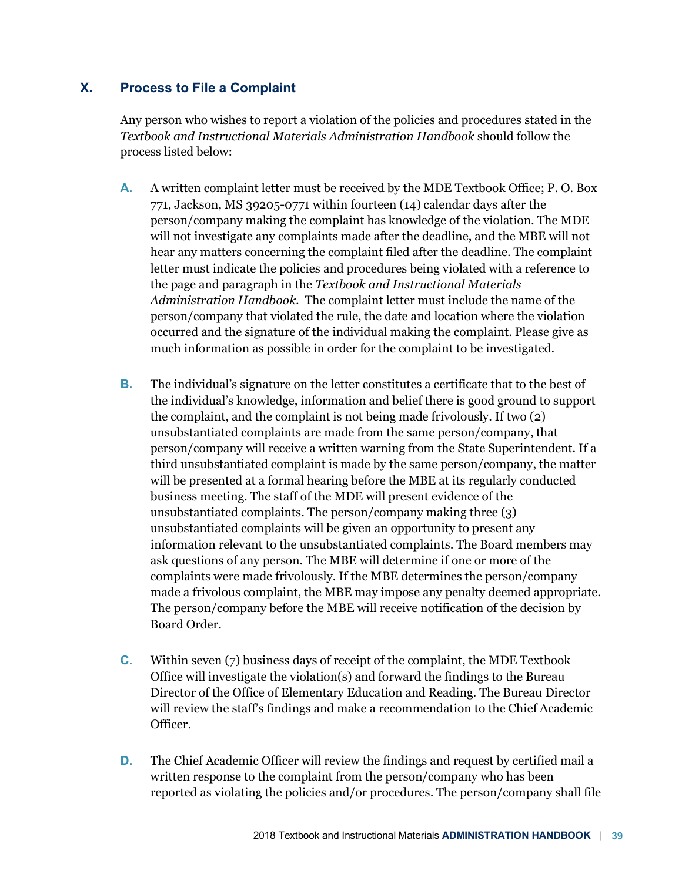## X. Process to File a Complaint

Any person who wishes to report a violation of the policies and procedures stated in the *Textbook and Instructional Materials Administration Handbook* should follow the process listed below:

**A.** A written complaint letter must be received by the MDE Textbook Office; P. O. Box 771, Jackson, MS 39205-0771 within fourteen (14) calendar days after the person/company making the complaint has knowledge of the violation. The MDE will not investigate any complaints made after the deadline, and the MBE will not hear any matters concerning the complaint filed after the deadline. The complaint letter must indicate the policies and procedures being violated with a reference to the page and paragraph in the *Textbook and Instructional Materials Administration Handbook*. The complaint letter must include the name of the person/company that violated the rule, the date and location where the violation occurred and the signature of the individual making the complaint. Please give as much information as possible in order for the complaint to be investigated.

**B.** The individual's signature on the letter constitutes a certificate that to the best of the individual's knowledge, information and belief there is good ground to support the complaint, and the complaint is not being made frivolously. If two (2) unsubstantiated complaints are made from the same person/company, that person/company will receive a written warning from the State Superintendent. If a third unsubstantiated complaint is made by the same person/company, the matter will be presented at a formal hearing before the MBE at its regularly conducted business meeting. The staff of the MDE will present evidence of the unsubstantiated complaints. The person/company making three (3) unsubstantiated complaints will be given an opportunity to present any information relevant to the unsubstantiated complaints. The Board members may ask questions of any person. The MBE will determine if one or more of the complaints were made frivolously. If the MBE determines the person/company made a frivolous complaint, the MBE may impose any penalty deemed appropriate. The person/company before the MBE will receive notification of the decision by Board Order.

**C.** Within seven (7) business days of receipt of the complaint, the MDE Textbook Office will investigate the violation(s) and forward the findings to the Bureau Director of the Office of Elementary Education and Reading. The Bureau Director will review the staff's findings and make a recommendation to the Chief Academic Officer.

**D.** The Chief Academic Officer will review the findings and request by certified mail a written response to the complaint from the person/company who has been reported as violating the policies and/or procedures. The person/company shall file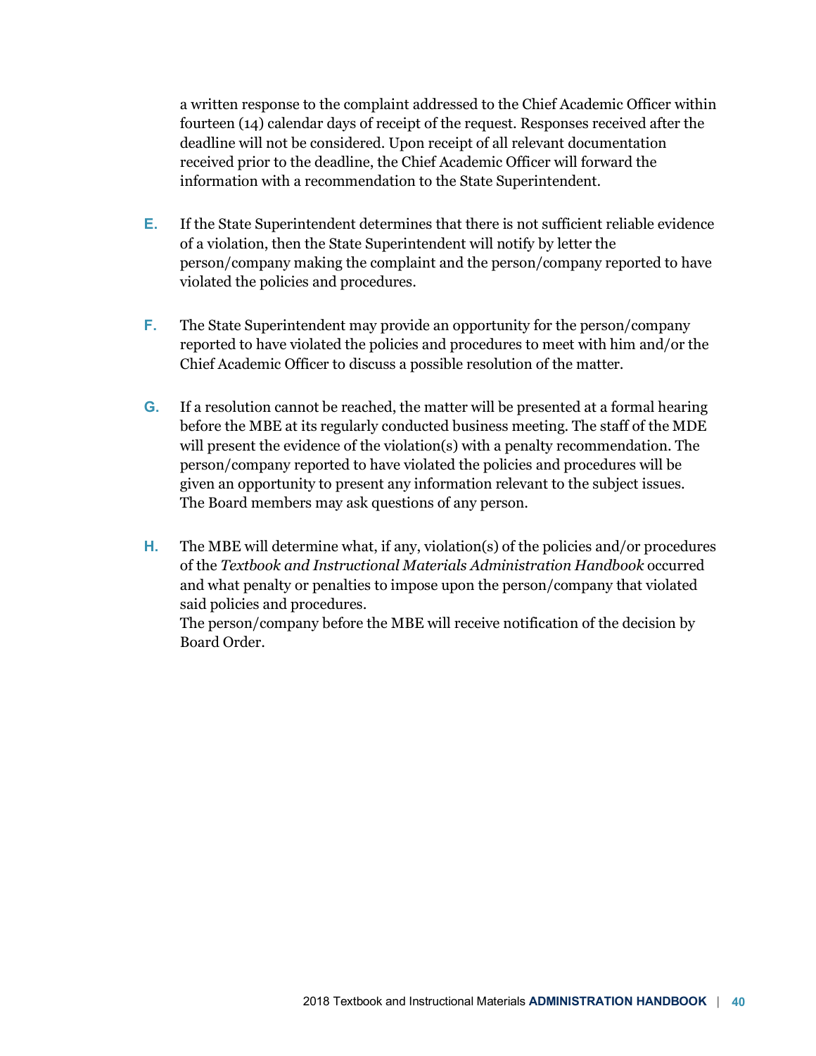a written response to the complaint addressed to the Chief Academic Officer within fourteen (14) calendar days of receipt of the request. Responses received after the deadline will not be considered. Upon receipt of all relevant documentation received prior to the deadline, the Chief Academic Officer will forward the information with a recommendation to the State Superintendent.

**E.** If the State Superintendent determines that there is not sufficient reliable evidence of a violation, then the State Superintendent will notify by letter the person/company making the complaint and the person/company reported to have violated the policies and procedures.

**F.** The State Superintendent may provide an opportunity for the person/company reported to have violated the policies and procedures to meet with him and/or the Chief Academic Officer to discuss a possible resolution of the matter.

**G.** If a resolution cannot be reached, the matter will be presented at a formal hearing before the MBE at its regularly conducted business meeting. The staff of the MDE will present the evidence of the violation(s) with a penalty recommendation. The person/company reported to have violated the policies and procedures will be given an opportunity to present any information relevant to the subject issues. The Board members may ask questions of any person.

**H.** The MBE will determine what, if any, violation(s) of the policies and/or procedures of the *Textbook and Instructional Materials Administration Handbook* occurred and what penalty or penalties to impose upon the person/company that violated said policies and procedures.
The person/company before the MBE will receive notification of the decision by Board Order.